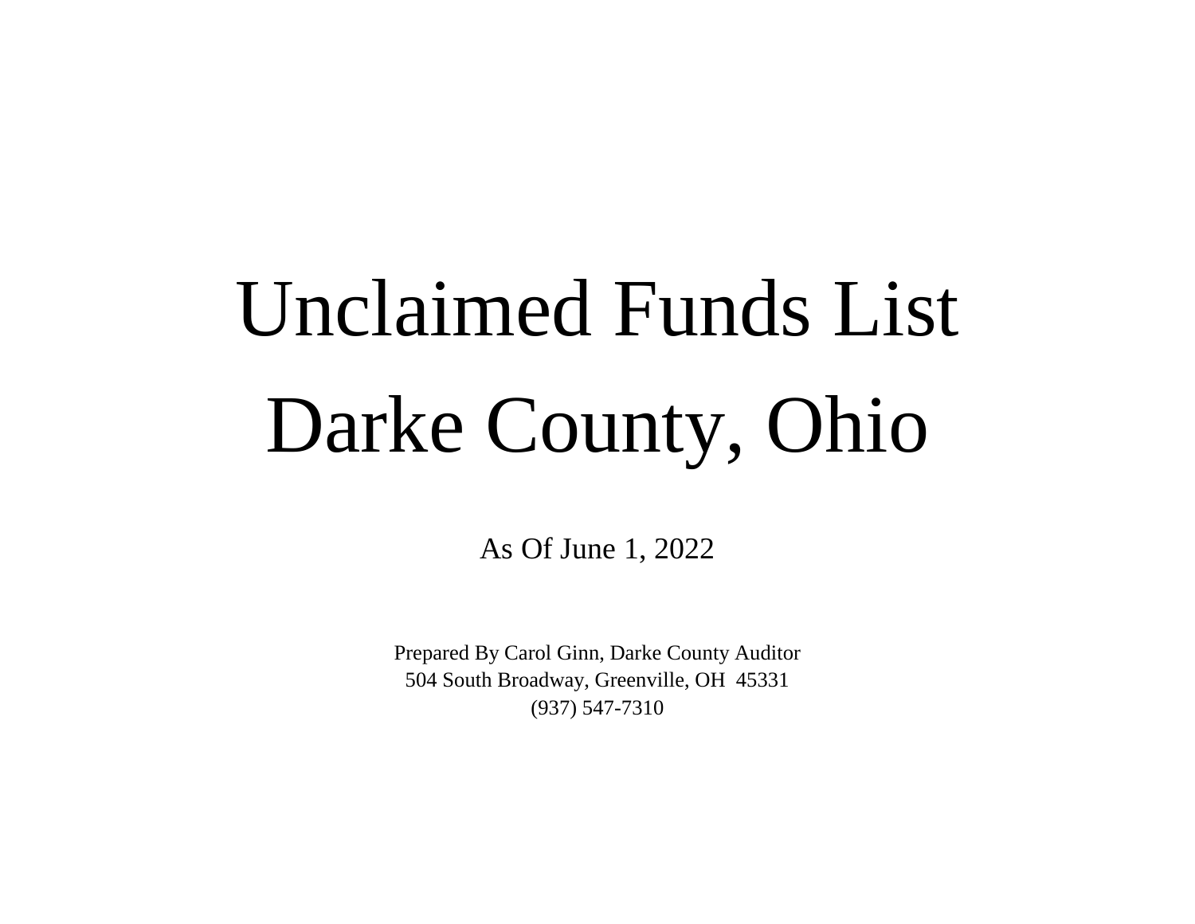# Unclaimed Funds List

# Darke County, Ohio

As Of June 1, 2022

Prepared By Carol Ginn, Darke County Auditor
504 South Broadway, Greenville, OH  45331
(937) 547-7310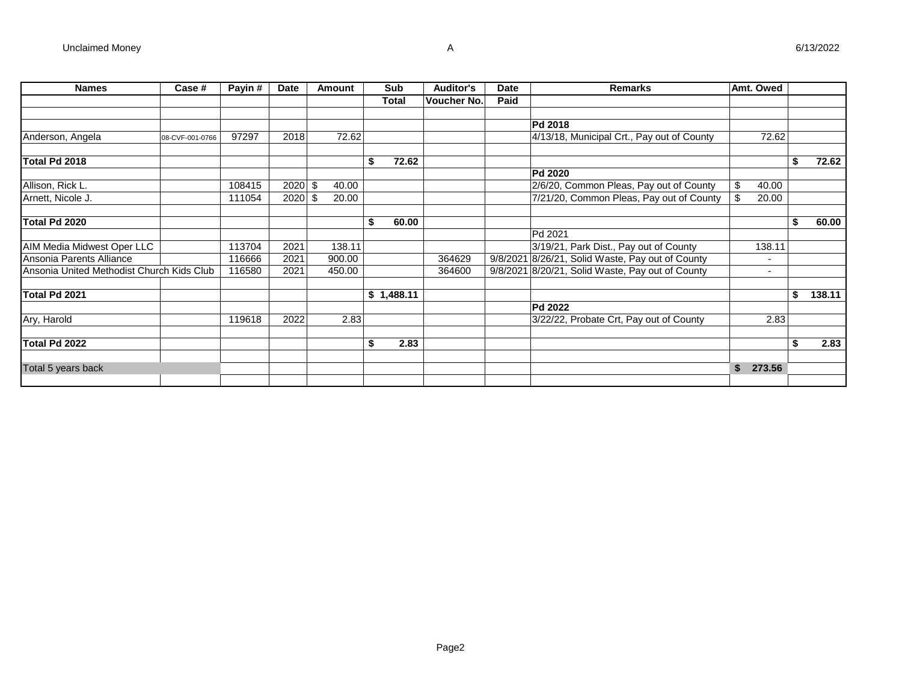| Names | Case # | Payin # | Date | Amount | Sub | Auditor's | Date | Remarks | Amt. Owed | |
|---|---|---|---|---|---|---|---|---|---|---|
| | | | | | Total | Voucher No. | Paid | | | |
| | | | | | | | | | | |
| | | | | | | | | **Pd 2018** | | |
| Anderson, Angela | 08-CVF-001-0766 | 97297 | 2018 | 72.62 | | | | 4/13/18, Municipal Crt., Pay out of County | 72.62 | |
| | | | | | | | | | | |
| **Total Pd 2018** | | | | | **$ 72.62** | | | | | **$ 72.62** |
| | | | | | | | | **Pd 2020** | | |
| Allison, Rick L. | | 108415 | 2020 | $ 40.00 | | | | 2/6/20, Common Pleas, Pay out of County | $ 40.00 | |
| Arnett, Nicole J. | | 111054 | 2020 | $ 20.00 | | | | 7/21/20, Common Pleas, Pay out of County | $ 20.00 | |
| | | | | | | | | | | |
| **Total Pd 2020** | | | | | **$ 60.00** | | | | | **$ 60.00** |
| | | | | | | | | Pd 2021 | | |
| AIM Media Midwest Oper LLC | | 113704 | 2021 | 138.11 | | | | 3/19/21, Park Dist., Pay out of County | 138.11 | |
| Ansonia Parents Alliance | | 116666 | 2021 | 900.00 | | 364629 | 9/8/2021 | 8/26/21, Solid Waste, Pay out of County | - | |
| Ansonia United Methodist Church Kids Club | | 116580 | 2021 | 450.00 | | 364600 | 9/8/2021 | 8/20/21, Solid Waste, Pay out of County | - | |
| | | | | | | | | | | |
| **Total Pd 2021** | | | | | **$ 1,488.11** | | | | | **$ 138.11** |
| | | | | | | | | **Pd 2022** | | |
| Ary, Harold | | 119618 | 2022 | 2.83 | | | | 3/22/22, Probate Crt, Pay out of County | 2.83 | |
| | | | | | | | | | | |
| **Total Pd 2022** | | | | | **$ 2.83** | | | | | **$ 2.83** |
| | | | | | | | | | | |
| Total 5 years back | | | | | | | | | **$ 273.56** | |
| | | | | | | | | | | |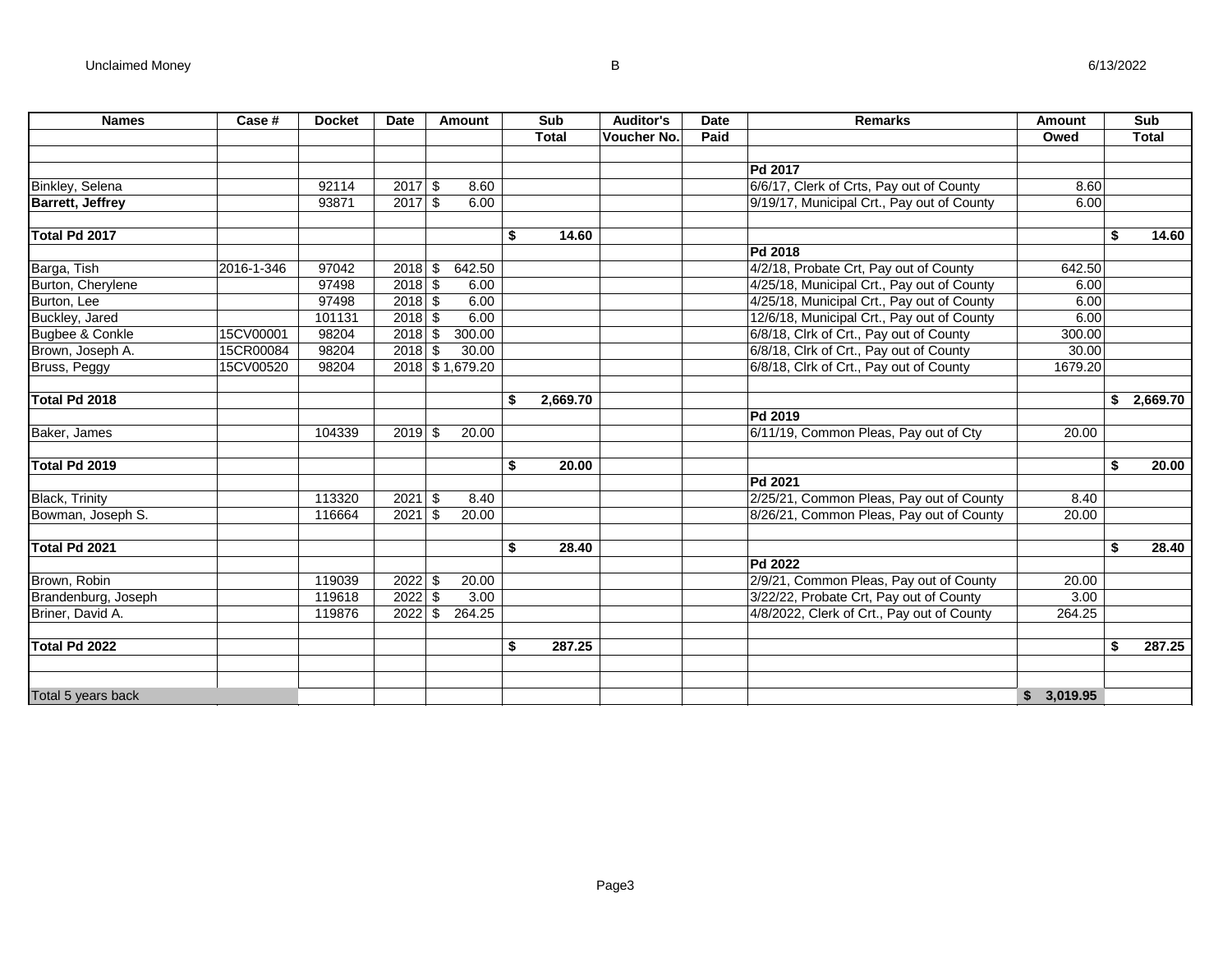| Names | Case # | Docket | Date | Amount | Sub | Auditor's | Date | Remarks | Amount | Sub |
|---|---|---|---|---|---|---|---|---|---|---|
| | | | | | **Total** | **Voucher No.** | **Paid** | | **Owed** | **Total** |
| | | | | | | | | | | |
| | | | | | | | | **Pd 2017** | | |
| Binkley, Selena | | 92114 | 2017 | $ 8.60 | | | | 6/6/17, Clerk of Crts, Pay out of County | 8.60 | |
| **Barrett, Jeffrey** | | 93871 | 2017 | $ 6.00 | | | | 9/19/17, Municipal Crt., Pay out of County | 6.00 | |
| | | | | | | | | | | |
| **Total Pd 2017** | | | | | **$ 14.60** | | | | | **$ 14.60** |
| | | | | | | | | **Pd 2018** | | |
| Barga, Tish | 2016-1-346 | 97042 | 2018 | $ 642.50 | | | | 4/2/18, Probate Crt, Pay out of County | 642.50 | |
| Burton, Cherylene | | 97498 | 2018 | $ 6.00 | | | | 4/25/18, Municipal Crt., Pay out of County | 6.00 | |
| Burton, Lee | | 97498 | 2018 | $ 6.00 | | | | 4/25/18, Municipal Crt., Pay out of County | 6.00 | |
| Buckley, Jared | | 101131 | 2018 | $ 6.00 | | | | 12/6/18, Municipal Crt., Pay out of County | 6.00 | |
| Bugbee & Conkle | 15CV00001 | 98204 | 2018 | $ 300.00 | | | | 6/8/18, Clrk of Crt., Pay out of County | 300.00 | |
| Brown, Joseph A. | 15CR00084 | 98204 | 2018 | $ 30.00 | | | | 6/8/18, Clrk of Crt., Pay out of County | 30.00 | |
| Bruss, Peggy | 15CV00520 | 98204 | 2018 | $ 1,679.20 | | | | 6/8/18, Clrk of Crt., Pay out of County | 1679.20 | |
| | | | | | | | | | | |
| **Total Pd 2018** | | | | | **$ 2,669.70** | | | | | **$ 2,669.70** |
| | | | | | | | | **Pd 2019** | | |
| Baker, James | | 104339 | 2019 | $ 20.00 | | | | 6/11/19, Common Pleas, Pay out of Cty | 20.00 | |
| | | | | | | | | | | |
| **Total Pd 2019** | | | | | **$ 20.00** | | | | | **$ 20.00** |
| | | | | | | | | **Pd 2021** | | |
| Black, Trinity | | 113320 | 2021 | $ 8.40 | | | | 2/25/21, Common Pleas, Pay out of County | 8.40 | |
| Bowman, Joseph S. | | 116664 | 2021 | $ 20.00 | | | | 8/26/21, Common Pleas, Pay out of County | 20.00 | |
| | | | | | | | | | | |
| **Total Pd 2021** | | | | | **$ 28.40** | | | | | **$ 28.40** |
| | | | | | | | | **Pd 2022** | | |
| Brown, Robin | | 119039 | 2022 | $ 20.00 | | | | 2/9/21, Common Pleas, Pay out of County | 20.00 | |
| Brandenburg, Joseph | | 119618 | 2022 | $ 3.00 | | | | 3/22/22, Probate Crt, Pay out of County | 3.00 | |
| Briner, David A. | | 119876 | 2022 | $ 264.25 | | | | 4/8/2022, Clerk of Crt., Pay out of County | 264.25 | |
| | | | | | | | | | | |
| **Total Pd 2022** | | | | | **$ 287.25** | | | | | **$ 287.25** |
| | | | | | | | | | | |
| | | | | | | | | | | |
| Total 5 years back | | | | | | | | | **$ 3,019.95** | |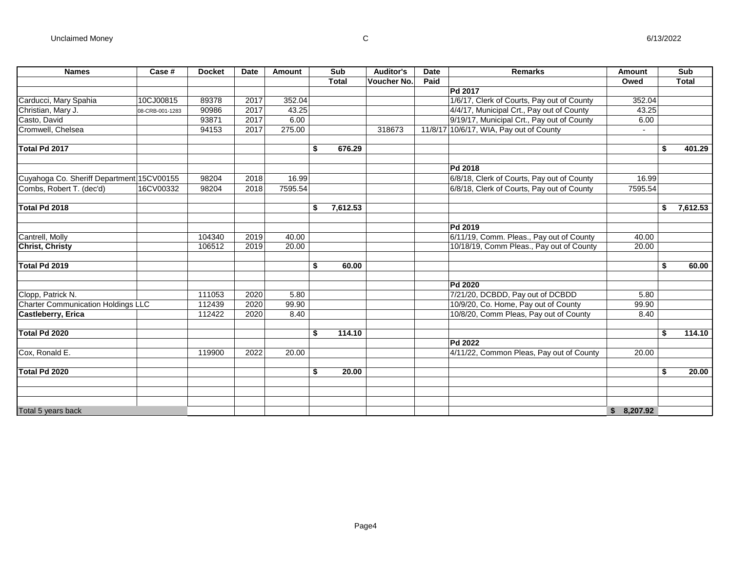| Names | Case # | Docket | Date | Amount | Sub Total | Auditor's Voucher No. | Date Paid | Remarks | Amount Owed | Sub Total |
|---|---|---|---|---|---|---|---|---|---|---|
| | | | | | | | | **Pd 2017** | | |
| Carducci, Mary Spahia | 10CJ00815 | 89378 | 2017 | 352.04 | | | | 1/6/17, Clerk of Courts, Pay out of County | 352.04 | |
| Christian, Mary J. | 08-CRB-001-1283 | 90986 | 2017 | 43.25 | | | | 4/4/17, Municipal Crt., Pay out of County | 43.25 | |
| Casto, David | | 93871 | 2017 | 6.00 | | | | 9/19/17, Municipal Crt., Pay out of County | 6.00 | |
| Cromwell, Chelsea | | 94153 | 2017 | 275.00 | | 318673 | 11/8/17 | 10/6/17, WIA, Pay out of County | - | |
| | | | | | | | | | | |
| **Total Pd 2017** | | | | | **$ 676.29** | | | | | **$ 401.29** |
| | | | | | | | | | | |
| | | | | | | | | **Pd 2018** | | |
| Cuyahoga Co. Sheriff Department | 15CV00155 | 98204 | 2018 | 16.99 | | | | 6/8/18, Clerk of Courts, Pay out of County | 16.99 | |
| Combs, Robert T. (dec'd) | 16CV00332 | 98204 | 2018 | 7595.54 | | | | 6/8/18, Clerk of Courts, Pay out of County | 7595.54 | |
| | | | | | | | | | | |
| **Total Pd 2018** | | | | | **$ 7,612.53** | | | | | **$ 7,612.53** |
| | | | | | | | | | | |
| | | | | | | | | **Pd 2019** | | |
| Cantrell, Molly | | 104340 | 2019 | 40.00 | | | | 6/11/19, Comm. Pleas., Pay out of County | 40.00 | |
| **Christ, Christy** | | 106512 | 2019 | 20.00 | | | | 10/18/19, Comm Pleas., Pay out of County | 20.00 | |
| | | | | | | | | | | |
| **Total Pd 2019** | | | | | **$ 60.00** | | | | | **$ 60.00** |
| | | | | | | | | | | |
| | | | | | | | | **Pd 2020** | | |
| Clopp, Patrick N. | | 111053 | 2020 | 5.80 | | | | 7/21/20, DCBDD, Pay out of DCBDD | 5.80 | |
| Charter Communication Holdings LLC | | 112439 | 2020 | 99.90 | | | | 10/9/20, Co. Home, Pay out of County | 99.90 | |
| **Castleberry, Erica** | | 112422 | 2020 | 8.40 | | | | 10/8/20, Comm Pleas, Pay out of County | 8.40 | |
| | | | | | | | | | | |
| **Total Pd 2020** | | | | | **$ 114.10** | | | | | **$ 114.10** |
| | | | | | | | | **Pd 2022** | | |
| Cox, Ronald E. | | 119900 | 2022 | 20.00 | | | | 4/11/22, Common Pleas, Pay out of County | 20.00 | |
| | | | | | | | | | | |
| **Total Pd 2020** | | | | | **$ 20.00** | | | | | **$ 20.00** |
| | | | | | | | | | | |
| Total 5 years back | | | | | | | | | **$ 8,207.92** | |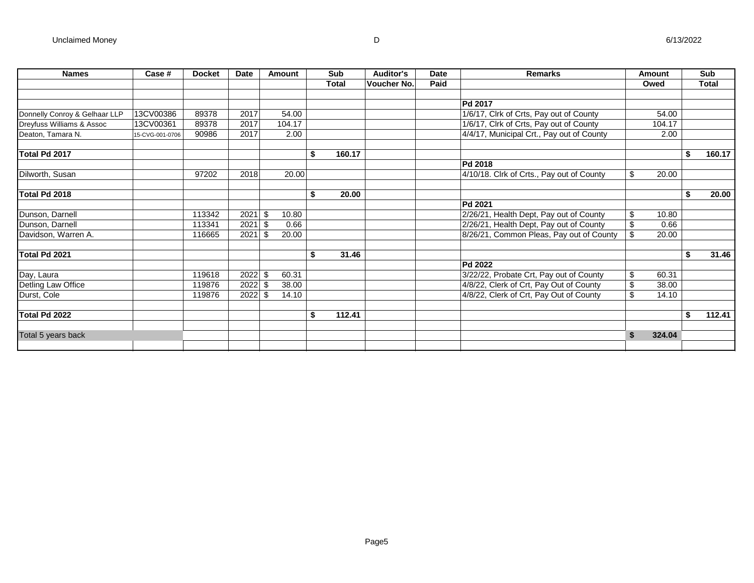| Names | Case # | Docket | Date | Amount | Sub Total | Auditor's Voucher No. | Date Paid | Remarks | Amount Owed | Sub Total |
|---|---|---|---|---|---|---|---|---|---|---|
| | | | | | | | | | | |
| | | | | | | | | **Pd 2017** | | |
| Donnelly Conroy & Gelhaar LLP | 13CV00386 | 89378 | 2017 | 54.00 | | | | 1/6/17, Clrk of Crts, Pay out of County | 54.00 | |
| Dreyfuss Williams & Assoc | 13CV00361 | 89378 | 2017 | 104.17 | | | | 1/6/17, Clrk of Crts, Pay out of County | 104.17 | |
| Deaton, Tamara N. | 15-CVG-001-0706 | 90986 | 2017 | 2.00 | | | | 4/4/17, Municipal Crt., Pay out of County | 2.00 | |
| | | | | | | | | | | |
| **Total Pd 2017** | | | | | **$ 160.17** | | | | | **$ 160.17** |
| | | | | | | | | **Pd 2018** | | |
| Dilworth, Susan | | 97202 | 2018 | 20.00 | | | | 4/10/18. Clrk of Crts., Pay out of County | $ 20.00 | |
| | | | | | | | | | | |
| **Total Pd 2018** | | | | | **$ 20.00** | | | | | **$ 20.00** |
| | | | | | | | | **Pd 2021** | | |
| Dunson, Darnell | | 113342 | 2021 | $ 10.80 | | | | 2/26/21, Health Dept, Pay out of County | $ 10.80 | |
| Dunson, Darnell | | 113341 | 2021 | $ 0.66 | | | | 2/26/21, Health Dept, Pay out of County | $ 0.66 | |
| Davidson, Warren A. | | 116665 | 2021 | $ 20.00 | | | | 8/26/21, Common Pleas, Pay out of County | $ 20.00 | |
| | | | | | | | | | | |
| **Total Pd 2021** | | | | | **$ 31.46** | | | | | **$ 31.46** |
| | | | | | | | | **Pd 2022** | | |
| Day, Laura | | 119618 | 2022 | $ 60.31 | | | | 3/22/22, Probate Crt, Pay out of County | $ 60.31 | |
| Detling Law Office | | 119876 | 2022 | $ 38.00 | | | | 4/8/22, Clerk of Crt, Pay Out of County | $ 38.00 | |
| Durst, Cole | | 119876 | 2022 | $ 14.10 | | | | 4/8/22, Clerk of Crt, Pay Out of County | $ 14.10 | |
| | | | | | | | | | | |
| **Total Pd 2022** | | | | | **$ 112.41** | | | | | **$ 112.41** |
| | | | | | | | | | | |
| Total 5 years back | | | | | | | | | **$ 324.04** | |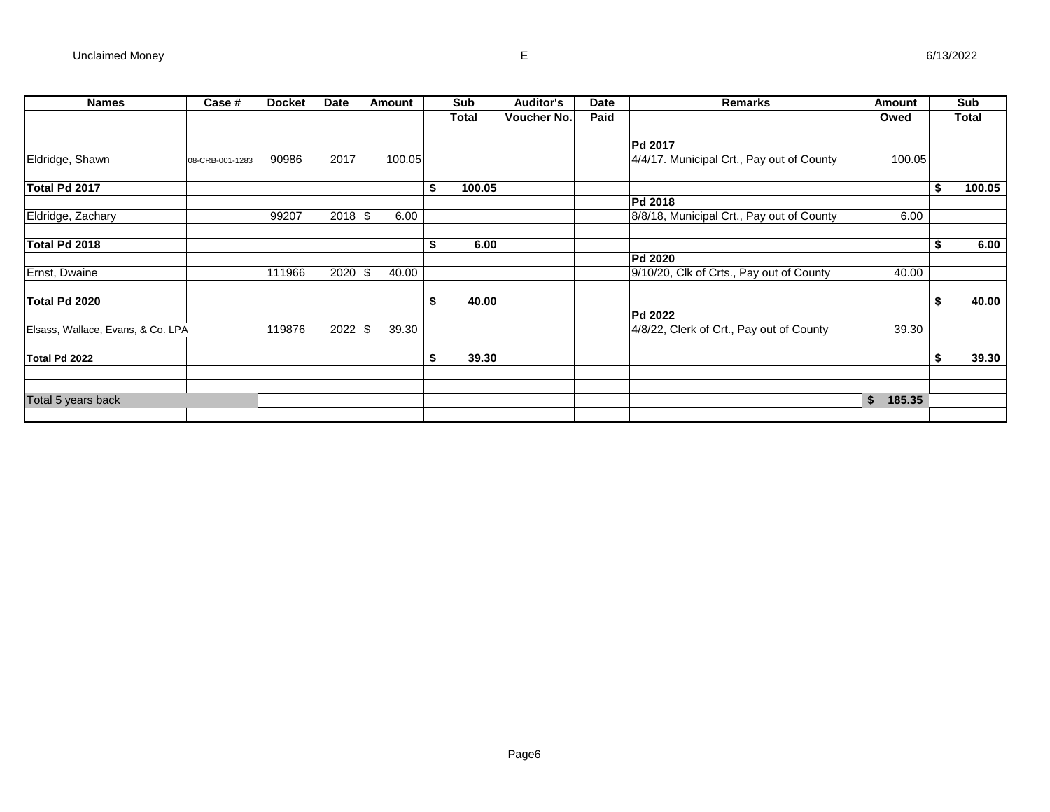Unclaimed Money E 6/13/2022

| Names | Case # | Docket | Date | Amount | Sub Total | Auditor's Voucher No. | Date Paid | Remarks | Amount Owed | Sub Total |
|---|---|---|---|---|---|---|---|---|---|---|
| | | | | | | | | | | |
| | | | | | | | | **Pd 2017** | | |
| Eldridge, Shawn | 08-CRB-001-1283 | 90986 | 2017 | 100.05 | | | | 4/4/17. Municipal Crt., Pay out of County | 100.05 | |
| | | | | | | | | | | |
| **Total Pd 2017** | | | | | **$ 100.05** | | | | | **$ 100.05** |
| | | | | | | | | **Pd 2018** | | |
| Eldridge, Zachary | | 99207 | 2018 | $ 6.00 | | | | 8/8/18, Municipal Crt., Pay out of County | 6.00 | |
| | | | | | | | | | | |
| **Total Pd 2018** | | | | | **$ 6.00** | | | | | **$ 6.00** |
| | | | | | | | | **Pd 2020** | | |
| Ernst, Dwaine | | 111966 | 2020 | $ 40.00 | | | | 9/10/20, Clk of Crts., Pay out of County | 40.00 | |
| | | | | | | | | | | |
| **Total Pd 2020** | | | | | **$ 40.00** | | | | | **$ 40.00** |
| | | | | | | | | **Pd 2022** | | |
| Elsass, Wallace, Evans, & Co. LPA | | 119876 | 2022 | $ 39.30 | | | | 4/8/22, Clerk of Crt., Pay out of County | 39.30 | |
| | | | | | | | | | | |
| **Total Pd 2022** | | | | | **$ 39.30** | | | | | **$ 39.30** |
| | | | | | | | | | | |
| | | | | | | | | | | |
| Total 5 years back | | | | | | | | | **$ 185.35** | |
| | | | | | | | | | | |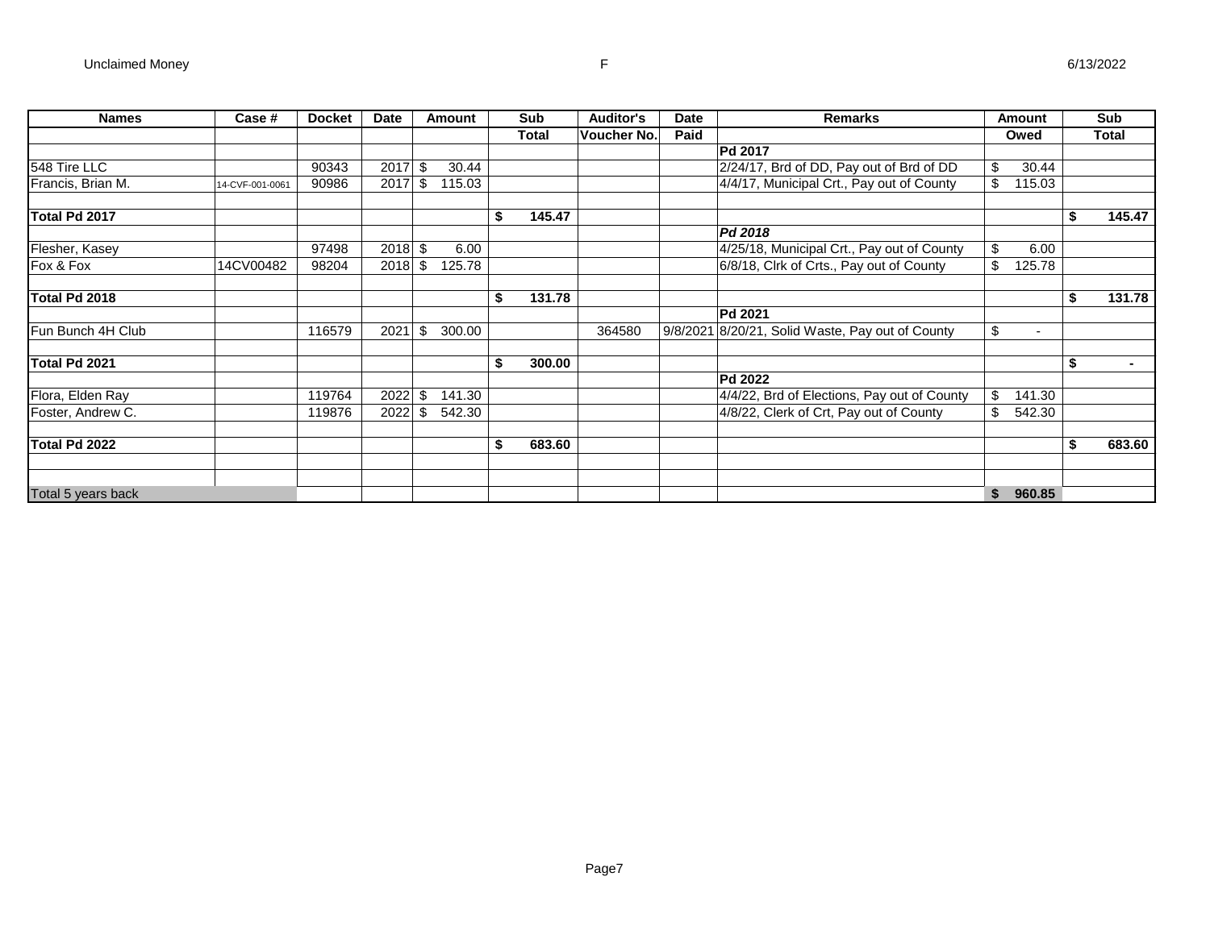Unclaimed Money F 6/13/2022

| Names | Case # | Docket | Date | Amount | Sub Total | Auditor's Voucher No. | Date Paid | Remarks | Amount Owed | Sub Total |
|---|---|---|---|---|---|---|---|---|---|---|
| | | | | | | | | **Pd 2017** | | |
| 548 Tire LLC | | 90343 | 2017 | $ 30.44 | | | | 2/24/17, Brd of DD, Pay out of Brd of DD | $ 30.44 | |
| Francis, Brian M. | 14-CVF-001-0061 | 90986 | 2017 | $ 115.03 | | | | 4/4/17, Municipal Crt., Pay out of County | $ 115.03 | |
| | | | | | | | | | | |
| **Total Pd 2017** | | | | | **$ 145.47** | | | | | **$ 145.47** |
| | | | | | | | | ***Pd 2018*** | | |
| Flesher, Kasey | | 97498 | 2018 | $ 6.00 | | | | 4/25/18, Municipal Crt., Pay out of County | $ 6.00 | |
| Fox & Fox | 14CV00482 | 98204 | 2018 | $ 125.78 | | | | 6/8/18, Clrk of Crts., Pay out of County | $ 125.78 | |
| | | | | | | | | | | |
| **Total Pd 2018** | | | | | **$ 131.78** | | | | | **$ 131.78** |
| | | | | | | | | **Pd 2021** | | |
| Fun Bunch 4H Club | | 116579 | 2021 | $ 300.00 | | 364580 | 9/8/2021 | 8/20/21, Solid Waste, Pay out of County | $ - | |
| | | | | | | | | | | |
| **Total Pd 2021** | | | | | **$ 300.00** | | | | | **$ -** |
| | | | | | | | | **Pd 2022** | | |
| Flora, Elden Ray | | 119764 | 2022 | $ 141.30 | | | | 4/4/22, Brd of Elections, Pay out of County | $ 141.30 | |
| Foster, Andrew C. | | 119876 | 2022 | $ 542.30 | | | | 4/8/22, Clerk of Crt, Pay out of County | $ 542.30 | |
| | | | | | | | | | | |
| **Total Pd 2022** | | | | | **$ 683.60** | | | | | **$ 683.60** |
| | | | | | | | | | | |
| | | | | | | | | | | |
| Total 5 years back | | | | | | | | | **$ 960.85** | |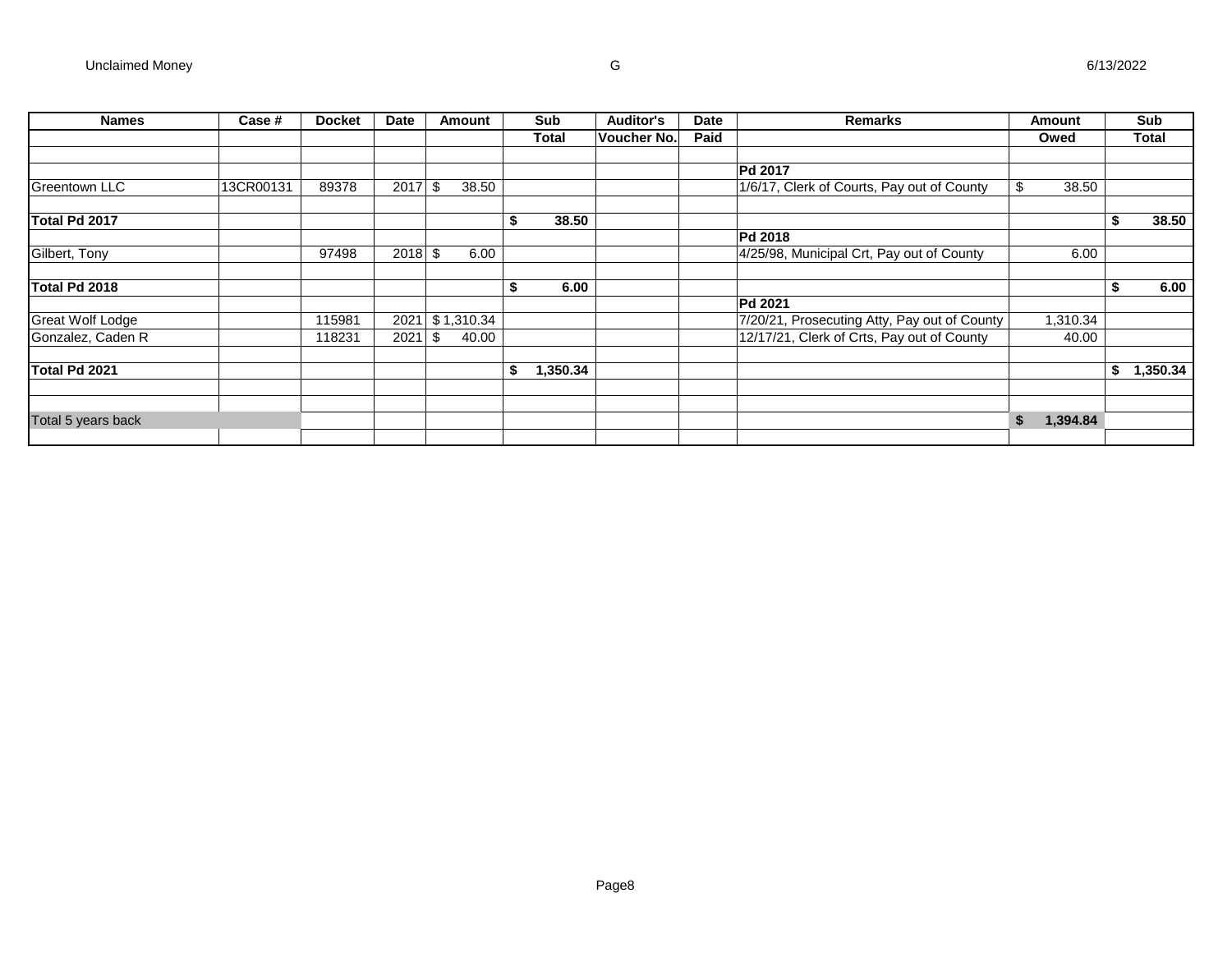| Names | Case # | Docket | Date | Amount | Sub Total | Auditor's Voucher No. | Date Paid | Remarks | Amount Owed | Sub Total |
|---|---|---|---|---|---|---|---|---|---|---|
| | | | | | | | | | | |
| | | | | | | | | **Pd 2017** | | |
| Greentown LLC | 13CR00131 | 89378 | 2017 | $ 38.50 | | | | 1/6/17, Clerk of Courts, Pay out of County | $ 38.50 | |
| | | | | | | | | | | |
| **Total Pd 2017** | | | | | **$ 38.50** | | | | | **$ 38.50** |
| | | | | | | | | **Pd 2018** | | |
| Gilbert, Tony | | 97498 | 2018 | $ 6.00 | | | | 4/25/98, Municipal Crt, Pay out of County | 6.00 | |
| | | | | | | | | | | |
| **Total Pd 2018** | | | | | **$ 6.00** | | | | | **$ 6.00** |
| | | | | | | | | **Pd 2021** | | |
| Great Wolf Lodge | | 115981 | 2021 | $ 1,310.34 | | | | 7/20/21, Prosecuting Atty, Pay out of County | 1,310.34 | |
| Gonzalez, Caden R | | 118231 | 2021 | $ 40.00 | | | | 12/17/21, Clerk of Crts, Pay out of County | 40.00 | |
| | | | | | | | | | | |
| **Total Pd 2021** | | | | | **$ 1,350.34** | | | | | **$ 1,350.34** |
| | | | | | | | | | | |
| | | | | | | | | | | |
| Total 5 years back | | | | | | | | | **$ 1,394.84** | |
| | | | | | | | | | | |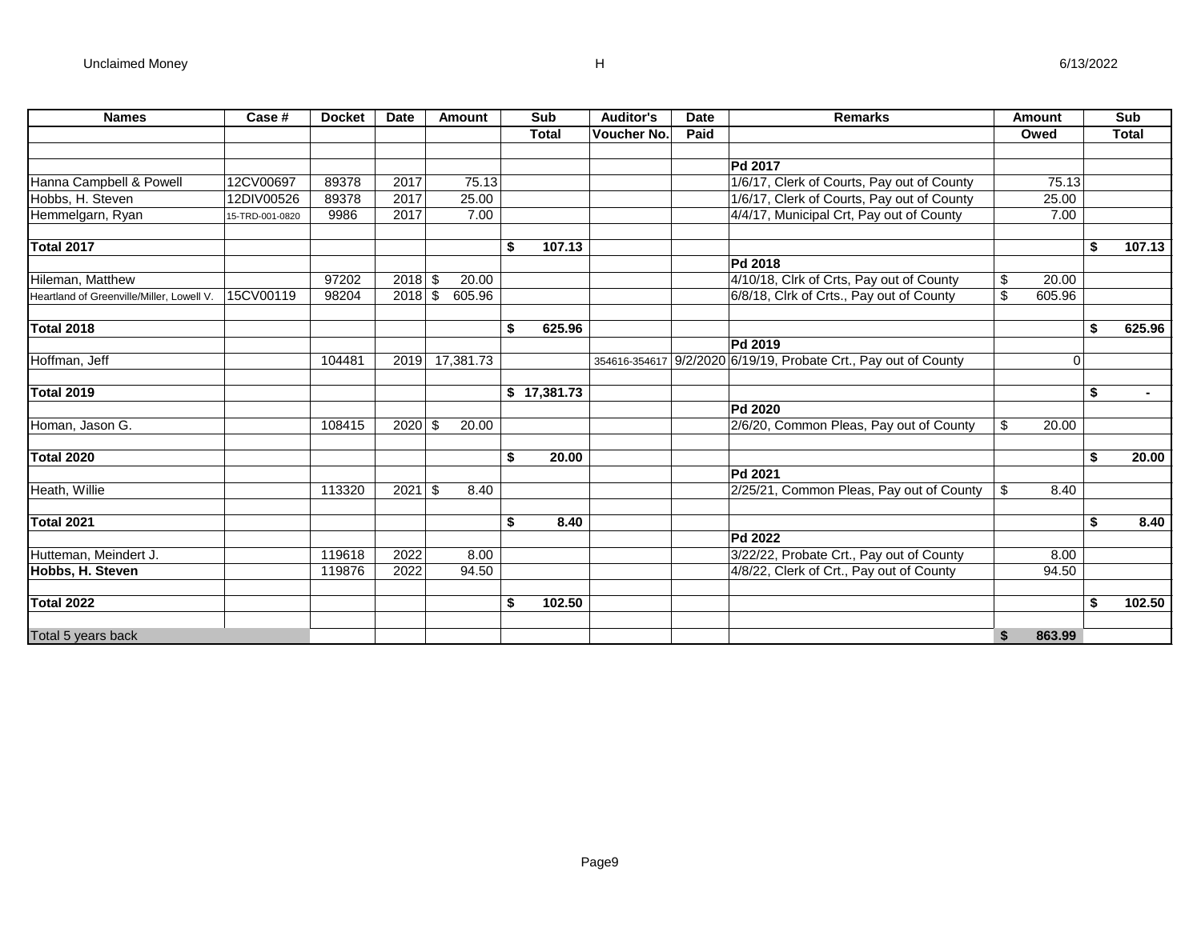| Names | Case # | Docket | Date | Amount | Sub Total | Auditor's Voucher No. | Date Paid | Remarks | Amount Owed | Sub Total |
|---|---|---|---|---|---|---|---|---|---|---|
| | | | | | | | | | | |
| | | | | | | | | **Pd 2017** | | |
| Hanna Campbell & Powell | 12CV00697 | 89378 | 2017 | 75.13 | | | | 1/6/17, Clerk of Courts, Pay out of County | 75.13 | |
| Hobbs, H. Steven | 12DIV00526 | 89378 | 2017 | 25.00 | | | | 1/6/17, Clerk of Courts, Pay out of County | 25.00 | |
| Hemmelgarn, Ryan | 15-TRD-001-0820 | 9986 | 2017 | 7.00 | | | | 4/4/17, Municipal Crt, Pay out of County | 7.00 | |
| | | | | | | | | | | |
| **Total 2017** | | | | | $ 107.13 | | | | | $ 107.13 |
| | | | | | | | | **Pd 2018** | | |
| Hileman, Matthew | | 97202 | 2018 | $ 20.00 | | | | 4/10/18, Clrk of Crts, Pay out of County | $ 20.00 | |
| Heartland of Greenville/Miller, Lowell V. | 15CV00119 | 98204 | 2018 | $ 605.96 | | | | 6/8/18, Clrk of Crts., Pay out of County | $ 605.96 | |
| | | | | | | | | | | |
| **Total 2018** | | | | | $ 625.96 | | | | | $ 625.96 |
| | | | | | | | | **Pd 2019** | | |
| Hoffman, Jeff | | 104481 | 2019 | 17,381.73 | | 354616-354617 | 9/2/2020 | 6/19/19, Probate Crt., Pay out of County | 0 | |
| | | | | | | | | | | |
| **Total 2019** | | | | | $ 17,381.73 | | | | | $ - |
| | | | | | | | | **Pd 2020** | | |
| Homan, Jason G. | | 108415 | 2020 | $ 20.00 | | | | 2/6/20, Common Pleas, Pay out of County | $ 20.00 | |
| | | | | | | | | | | |
| **Total 2020** | | | | | $ 20.00 | | | | | $ 20.00 |
| | | | | | | | | **Pd 2021** | | |
| Heath, Willie | | 113320 | 2021 | $ 8.40 | | | | 2/25/21, Common Pleas, Pay out of County | $ 8.40 | |
| | | | | | | | | | | |
| **Total 2021** | | | | | $ 8.40 | | | | | $ 8.40 |
| | | | | | | | | **Pd 2022** | | |
| Hutteman, Meindert J. | | 119618 | 2022 | 8.00 | | | | 3/22/22, Probate Crt., Pay out of County | 8.00 | |
| **Hobbs, H. Steven** | | 119876 | 2022 | 94.50 | | | | 4/8/22, Clerk of Crt., Pay out of County | 94.50 | |
| | | | | | | | | | | |
| **Total 2022** | | | | | $ 102.50 | | | | | $ 102.50 |
| | | | | | | | | | | |
| Total 5 years back | | | | | | | | | **$ 863.99** | |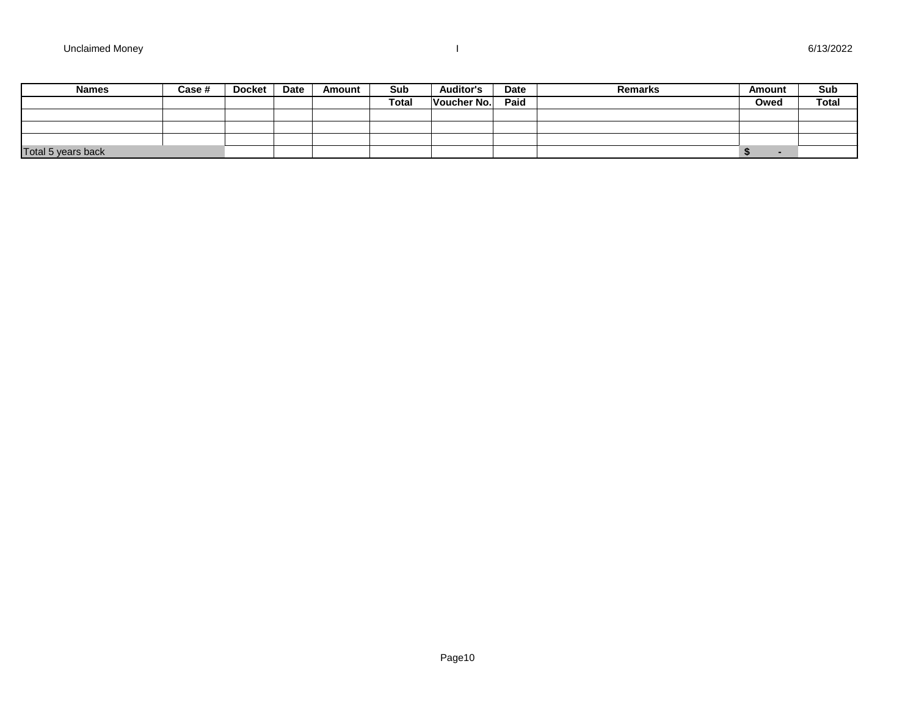| Names | Case # | Docket | Date | Amount | Sub | Auditor's | Date | Remarks | Amount | Sub |
|---|---|---|---|---|---|---|---|---|---|---|
| | | | | | Total | Voucher No. | Paid | | Owed | Total |
| | | | | | | | | | | |
| | | | | | | | | | | |
| | | | | | | | | | | |
| Total 5 years back | | | | | | | | | $ - | |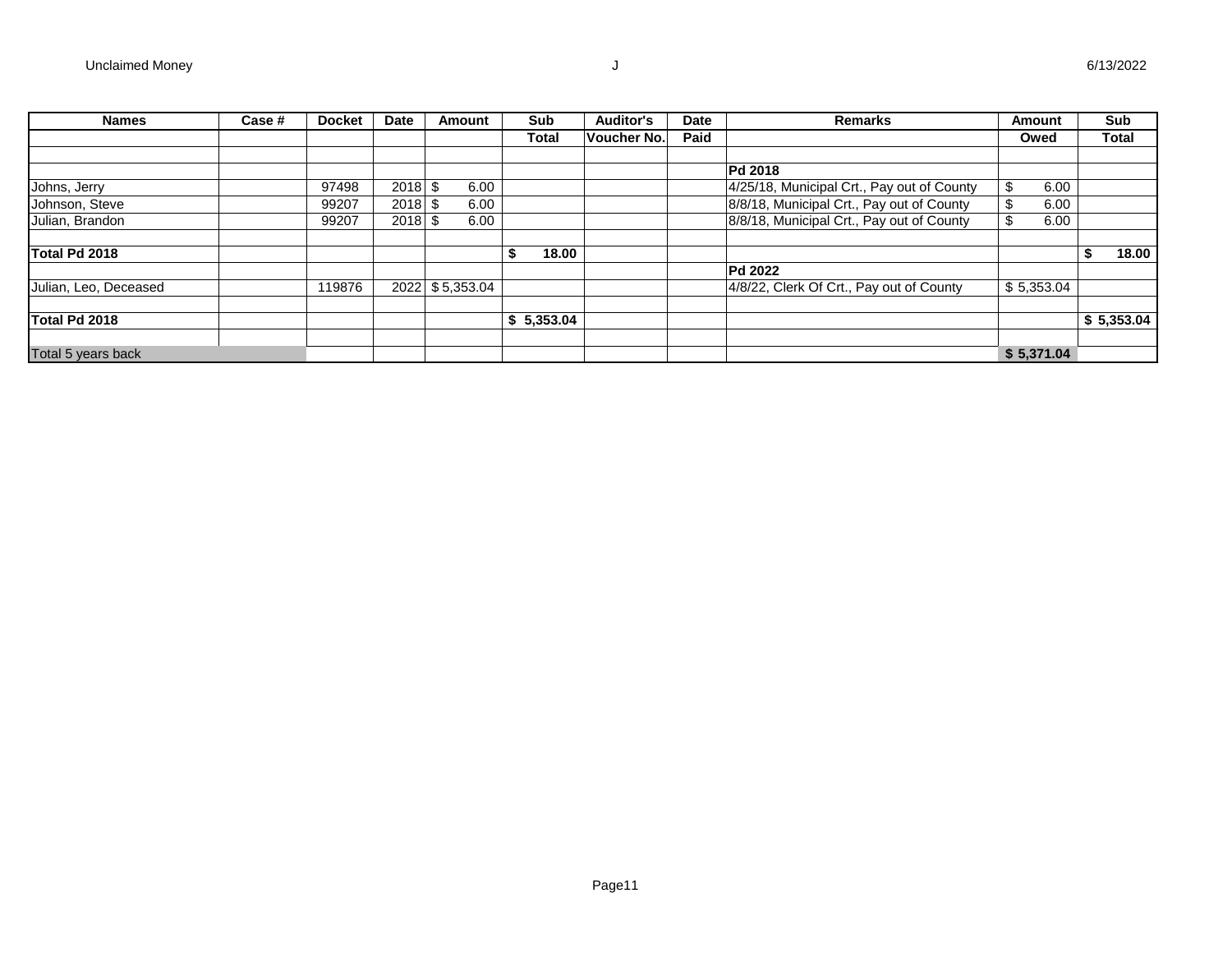| Names | Case # | Docket | Date | Amount | Sub Total | Auditor's Voucher No. | Date Paid | Remarks | Amount Owed | Sub Total |
|---|---|---|---|---|---|---|---|---|---|---|
| | | | | | | | | | | |
| | | | | | | | | **Pd 2018** | | |
| Johns, Jerry | | 97498 | 2018 | $ 6.00 | | | | 4/25/18, Municipal Crt., Pay out of County | $ 6.00 | |
| Johnson, Steve | | 99207 | 2018 | $ 6.00 | | | | 8/8/18, Municipal Crt., Pay out of County | $ 6.00 | |
| Julian, Brandon | | 99207 | 2018 | $ 6.00 | | | | 8/8/18, Municipal Crt., Pay out of County | $ 6.00 | |
| | | | | | | | | | | |
| **Total Pd 2018** | | | | | **$ 18.00** | | | | | **$ 18.00** |
| | | | | | | | | **Pd 2022** | | |
| Julian, Leo, Deceased | | 119876 | 2022 | $ 5,353.04 | | | | 4/8/22, Clerk Of Crt., Pay out of County | $ 5,353.04 | |
| | | | | | | | | | | |
| **Total Pd 2018** | | | | | **$ 5,353.04** | | | | | **$ 5,353.04** |
| | | | | | | | | | | |
| Total 5 years back | | | | | | | | | **$ 5,371.04** | |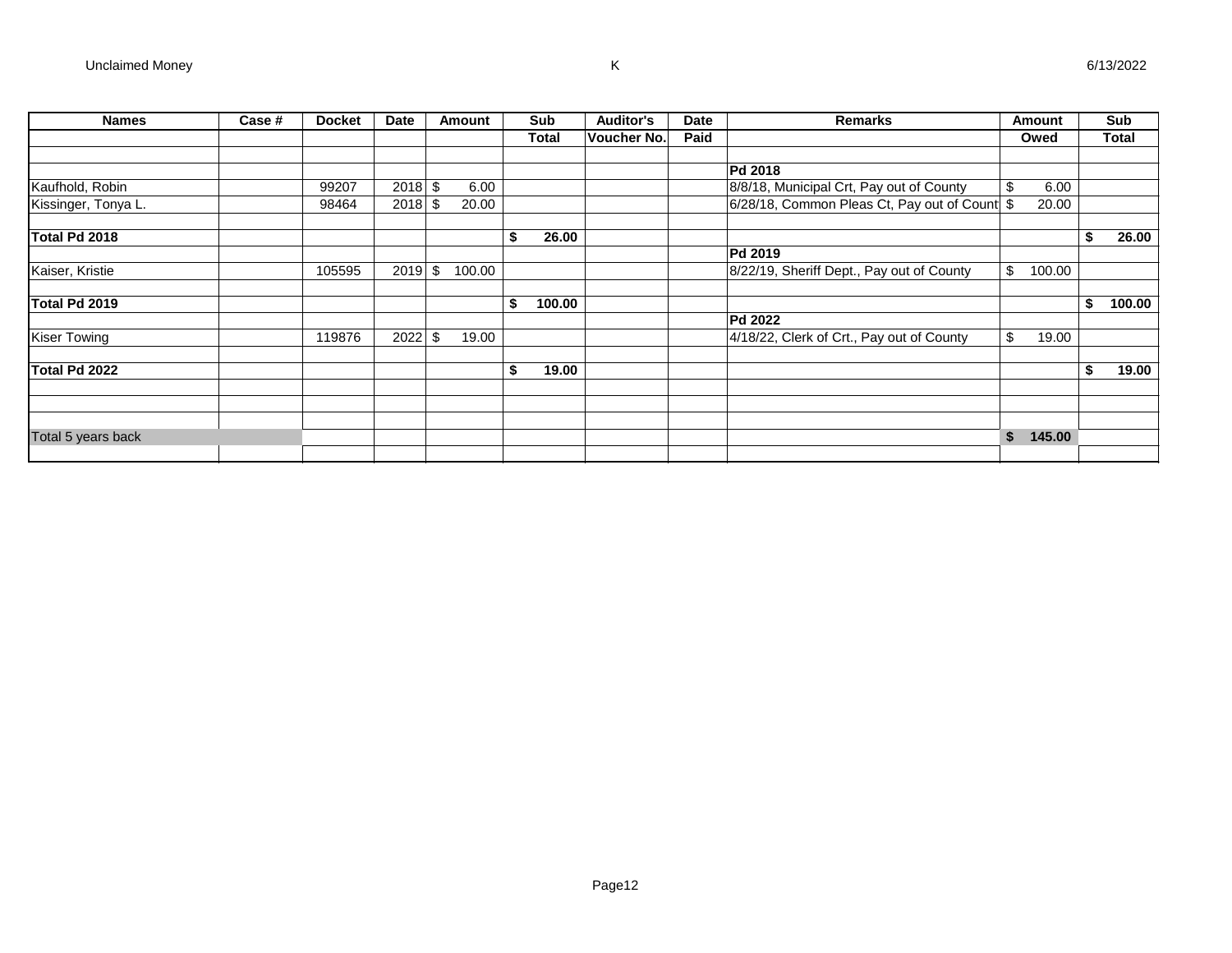Unclaimed Money K 6/13/2022

| Names | Case # | Docket | Date | Amount | Sub | Auditor's | Date | Remarks | Amount | Sub |
|---|---|---|---|---|---|---|---|---|---|---|
| | | | | | Total | Voucher No. | Paid | | Owed | Total |
| | | | | | | | | | | |
| | | | | | | | | **Pd 2018** | | |
| Kaufhold, Robin | | 99207 | 2018 | $ 6.00 | | | | 8/8/18, Municipal Crt, Pay out of County | $ 6.00 | |
| Kissinger, Tonya L. | | 98464 | 2018 | $ 20.00 | | | | 6/28/18, Common Pleas Ct, Pay out of Count | $ 20.00 | |
| | | | | | | | | | | |
| **Total Pd 2018** | | | | | **$ 26.00** | | | | | **$ 26.00** |
| | | | | | | | | **Pd 2019** | | |
| Kaiser, Kristie | | 105595 | 2019 | $ 100.00 | | | | 8/22/19, Sheriff Dept., Pay out of County | $ 100.00 | |
| | | | | | | | | | | |
| **Total Pd 2019** | | | | | **$ 100.00** | | | | | **$ 100.00** |
| | | | | | | | | **Pd 2022** | | |
| Kiser Towing | | 119876 | 2022 | $ 19.00 | | | | 4/18/22, Clerk of Crt., Pay out of County | $ 19.00 | |
| | | | | | | | | | | |
| **Total Pd 2022** | | | | | **$ 19.00** | | | | | **$ 19.00** |
| | | | | | | | | | | |
| | | | | | | | | | | |
| | | | | | | | | | | |
| Total 5 years back | | | | | | | | | **$ 145.00** | |
| | | | | | | | | | | |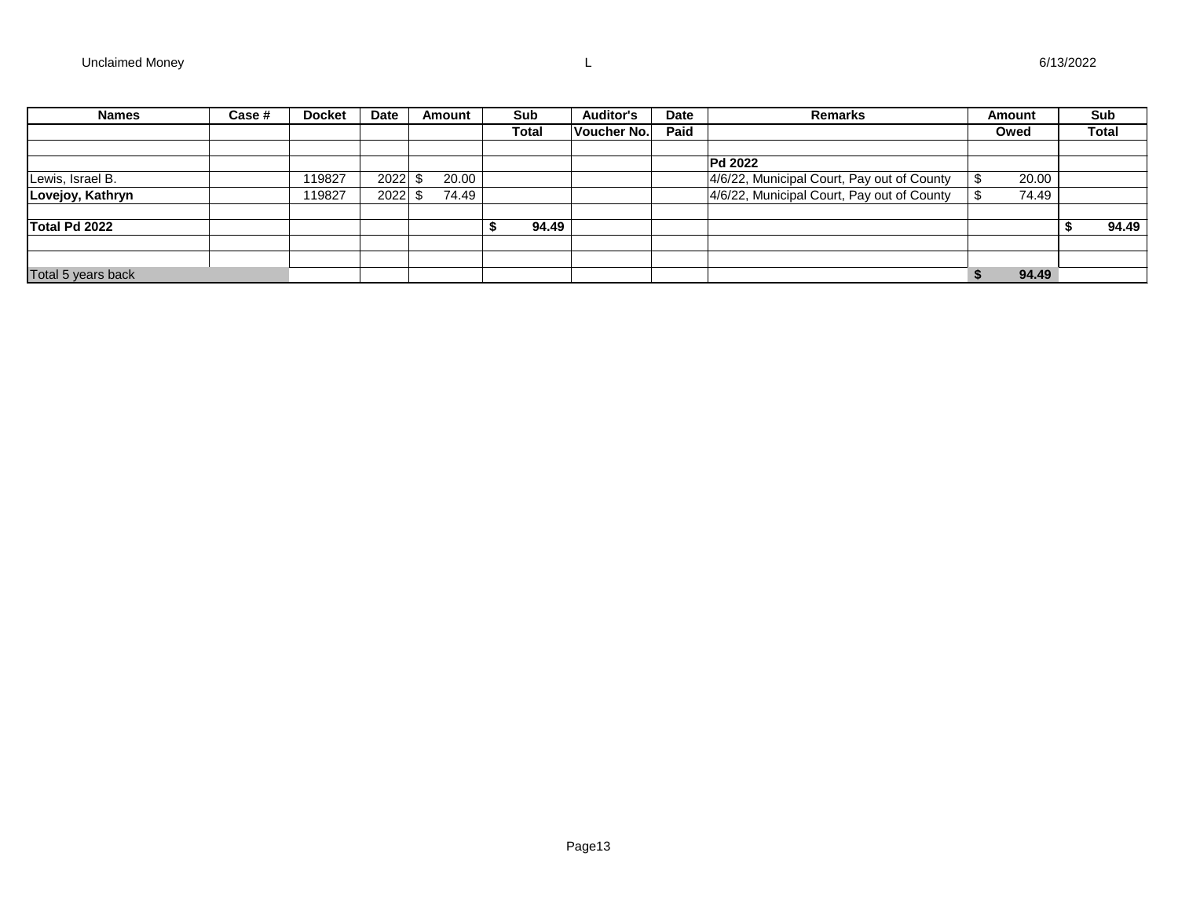Unclaimed Money L 6/13/2022

| Names | Case # | Docket | Date | Amount | Sub Total | Auditor's Voucher No. | Date Paid | Remarks | Amount Owed | Sub Total |
|---|---|---|---|---|---|---|---|---|---|---|
| | | | | | | | | | | |
| | | | | | | | | **Pd 2022** | | |
| Lewis, Israel B. | | 119827 | 2022 | $ 20.00 | | | | 4/6/22, Municipal Court, Pay out of County | $ 20.00 | |
| **Lovejoy, Kathryn** | | 119827 | 2022 | $ 74.49 | | | | 4/6/22, Municipal Court, Pay out of County | $ 74.49 | |
| | | | | | | | | | | |
| **Total Pd 2022** | | | | | **$ 94.49** | | | | | **$ 94.49** |
| | | | | | | | | | | |
| | | | | | | | | | | |
| Total 5 years back | | | | | | | | | **$ 94.49** | |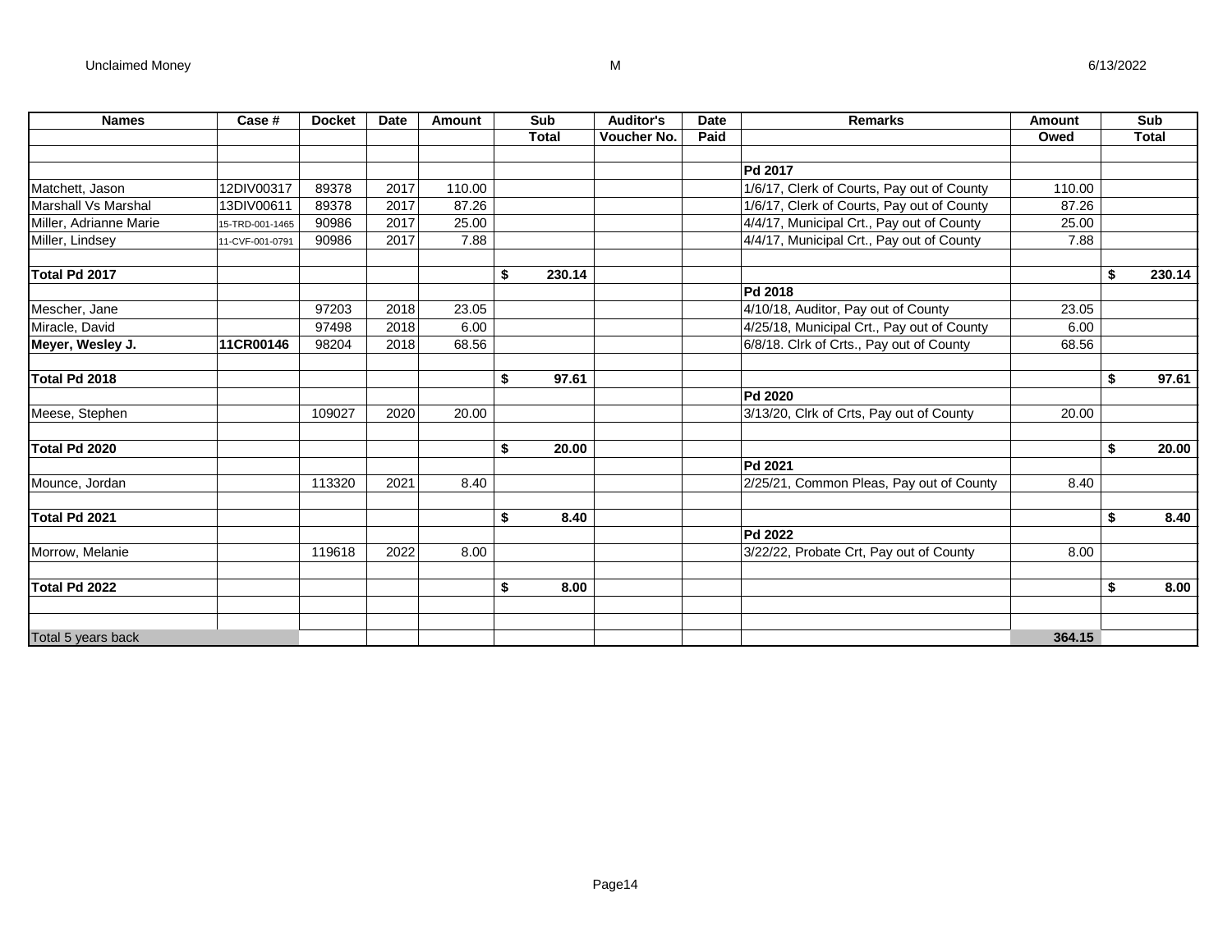| Names | Case # | Docket | Date | Amount | Sub | Auditor's | Date | Remarks | Amount | Sub |
|---|---|---|---|---|---|---|---|---|---|---|
| | | | | | Total | Voucher No. | Paid | | Owed | Total |
| | | | | | | | | | | |
| | | | | | | | | **Pd 2017** | | |
| Matchett, Jason | 12DIV00317 | 89378 | 2017 | 110.00 | | | | 1/6/17, Clerk of Courts, Pay out of County | 110.00 | |
| Marshall Vs Marshal | 13DIV00611 | 89378 | 2017 | 87.26 | | | | 1/6/17, Clerk of Courts, Pay out of County | 87.26 | |
| Miller, Adrianne Marie | 15-TRD-001-1465 | 90986 | 2017 | 25.00 | | | | 4/4/17, Municipal Crt., Pay out of County | 25.00 | |
| Miller, Lindsey | 11-CVF-001-0791 | 90986 | 2017 | 7.88 | | | | 4/4/17, Municipal Crt., Pay out of County | 7.88 | |
| | | | | | | | | | | |
| **Total Pd 2017** | | | | | **$ 230.14** | | | | | **$ 230.14** |
| | | | | | | | | **Pd 2018** | | |
| Mescher, Jane | | 97203 | 2018 | 23.05 | | | | 4/10/18, Auditor, Pay out of County | 23.05 | |
| Miracle, David | | 97498 | 2018 | 6.00 | | | | 4/25/18, Municipal Crt., Pay out of County | 6.00 | |
| **Meyer, Wesley J.** | **11CR00146** | 98204 | 2018 | 68.56 | | | | 6/8/18. Clrk of Crts., Pay out of County | 68.56 | |
| | | | | | | | | | | |
| **Total Pd 2018** | | | | | **$ 97.61** | | | | | **$ 97.61** |
| | | | | | | | | **Pd 2020** | | |
| Meese, Stephen | | 109027 | 2020 | 20.00 | | | | 3/13/20, Clrk of Crts, Pay out of County | 20.00 | |
| | | | | | | | | | | |
| **Total Pd 2020** | | | | | **$ 20.00** | | | | | **$ 20.00** |
| | | | | | | | | **Pd 2021** | | |
| Mounce, Jordan | | 113320 | 2021 | 8.40 | | | | 2/25/21, Common Pleas, Pay out of County | 8.40 | |
| | | | | | | | | | | |
| **Total Pd 2021** | | | | | **$ 8.40** | | | | | **$ 8.40** |
| | | | | | | | | **Pd 2022** | | |
| Morrow, Melanie | | 119618 | 2022 | 8.00 | | | | 3/22/22, Probate Crt, Pay out of County | 8.00 | |
| | | | | | | | | | | |
| **Total Pd 2022** | | | | | **$ 8.00** | | | | | **$ 8.00** |
| | | | | | | | | | | |
| | | | | | | | | | | |
| Total 5 years back | | | | | | | | | **364.15** | |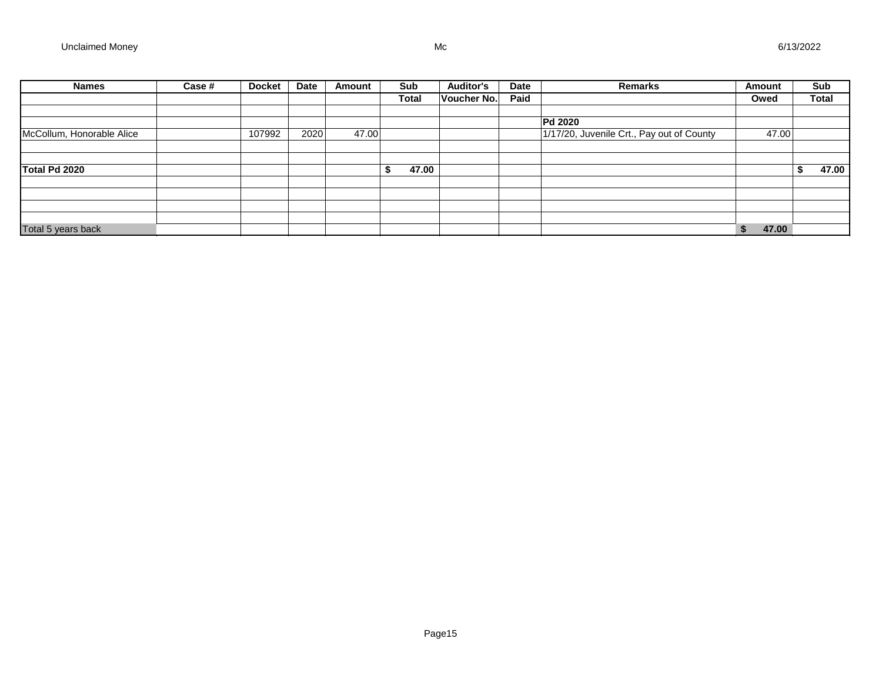Unclaimed Money Mc 6/13/2022

| Names | Case # | Docket | Date | Amount | Sub Total | Auditor's Voucher No. | Date Paid | Remarks | Amount Owed | Sub Total |
|---|---|---|---|---|---|---|---|---|---|---|
| | | | | | | | | | | |
| | | | | | | | | **Pd 2020** | | |
| McCollum, Honorable Alice | | 107992 | 2020 | 47.00 | | | | 1/17/20, Juvenile Crt., Pay out of County | 47.00 | |
| | | | | | | | | | | |
| | | | | | | | | | | |
| **Total Pd 2020** | | | | | **$ 47.00** | | | | | **$ 47.00** |
| | | | | | | | | | | |
| | | | | | | | | | | |
| | | | | | | | | | | |
| | | | | | | | | | | |
| Total 5 years back | | | | | | | | | **$ 47.00** | |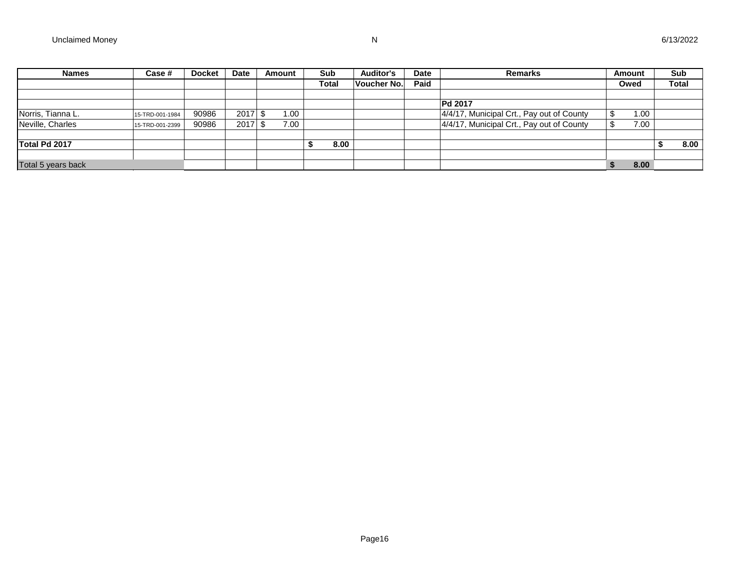Unclaimed Money N 6/13/2022

| Names | Case # | Docket | Date | Amount | Sub Total | Auditor's Voucher No. | Date Paid | Remarks | Amount Owed | Sub Total |
|---|---|---|---|---|---|---|---|---|---|---|
| | | | | | | | | | | |
| | | | | | | | | **Pd 2017** | | |
| Norris, Tianna L. | 15-TRD-001-1984 | 90986 | 2017 | $ 1.00 | | | | 4/4/17, Municipal Crt., Pay out of County | $ 1.00 | |
| Neville, Charles | 15-TRD-001-2399 | 90986 | 2017 | $ 7.00 | | | | 4/4/17, Municipal Crt., Pay out of County | $ 7.00 | |
| | | | | | | | | | | |
| **Total Pd 2017** | | | | | **$ 8.00** | | | | | **$ 8.00** |
| | | | | | | | | | | |
| Total 5 years back | | | | | | | | | **$ 8.00** | |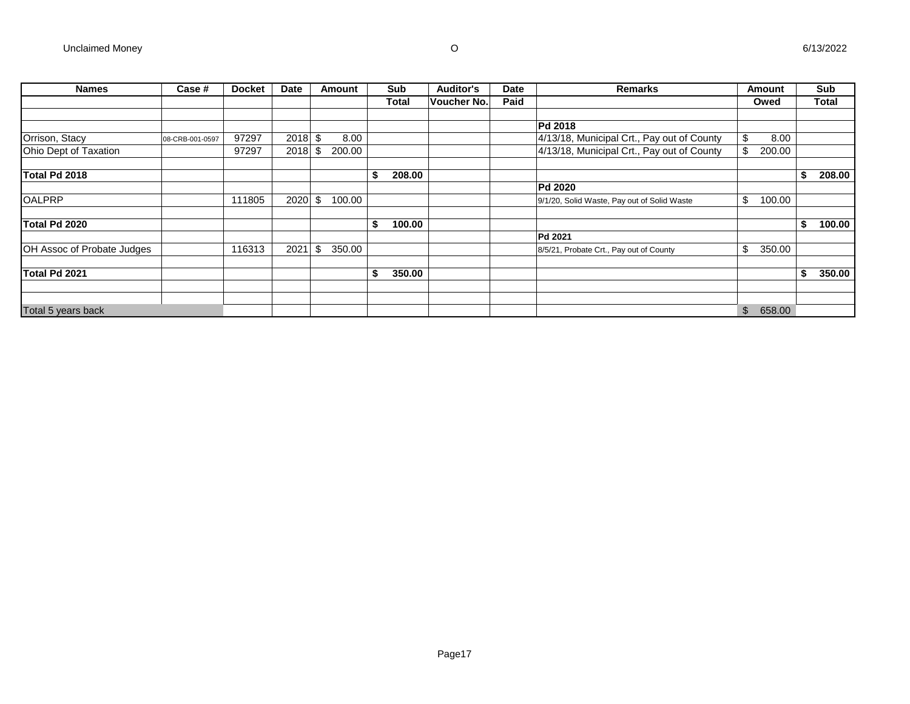Unclaimed Money O 6/13/2022

| Names | Case # | Docket | Date | Amount | Sub | Auditor's | Date | Remarks | Amount | Sub |
|---|---|---|---|---|---|---|---|---|---|---|
| | | | | | Total | Voucher No. | Paid | | Owed | Total |
| | | | | | | | | | | |
| | | | | | | | | **Pd 2018** | | |
| Orrison, Stacy | 08-CRB-001-0597 | 97297 | 2018 | $ 8.00 | | | | 4/13/18, Municipal Crt., Pay out of County | $ 8.00 | |
| Ohio Dept of Taxation | | 97297 | 2018 | $ 200.00 | | | | 4/13/18, Municipal Crt., Pay out of County | $ 200.00 | |
| | | | | | | | | | | |
| **Total Pd 2018** | | | | | **$ 208.00** | | | | | **$ 208.00** |
| | | | | | | | | **Pd 2020** | | |
| OALPRP | | 111805 | 2020 | $ 100.00 | | | | 9/1/20, Solid Waste, Pay out of Solid Waste | $ 100.00 | |
| | | | | | | | | | | |
| **Total Pd 2020** | | | | | **$ 100.00** | | | | | **$ 100.00** |
| | | | | | | | | **Pd 2021** | | |
| OH Assoc of Probate Judges | | 116313 | 2021 | $ 350.00 | | | | 8/5/21, Probate Crt., Pay out of County | $ 350.00 | |
| | | | | | | | | | | |
| **Total Pd 2021** | | | | | **$ 350.00** | | | | | **$ 350.00** |
| | | | | | | | | | | |
| | | | | | | | | | | |
| Total 5 years back | | | | | | | | | $ 658.00 | |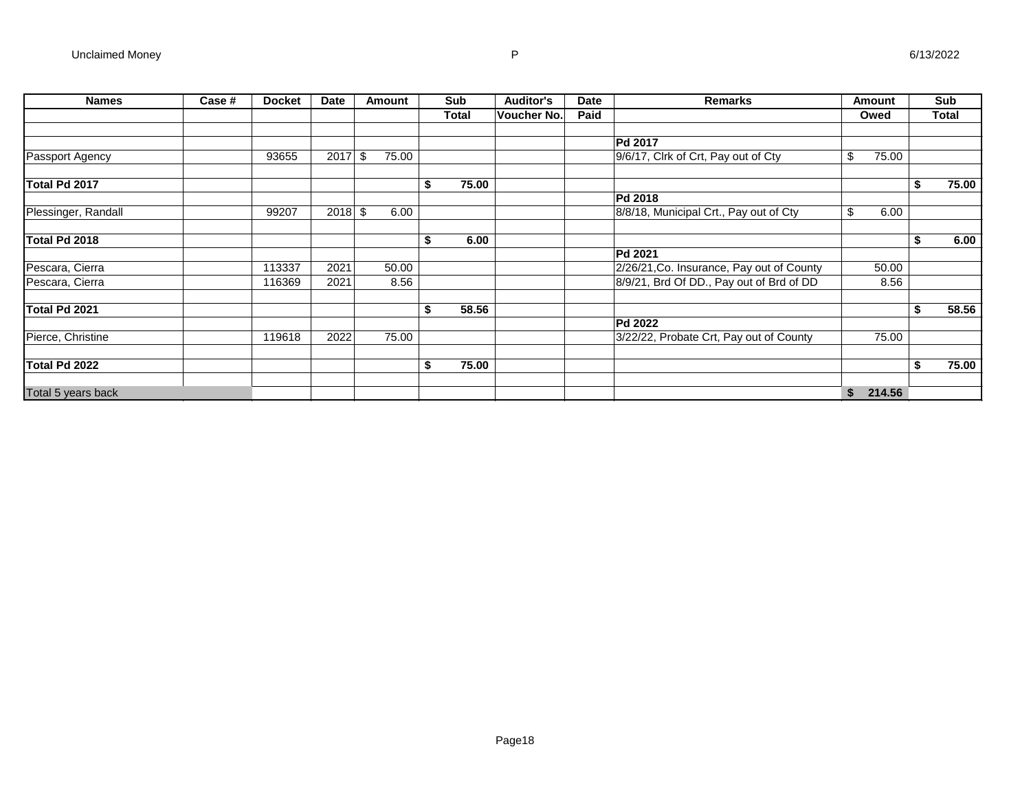| Names | Case # | Docket | Date | Amount | Sub Total | Auditor's Voucher No. | Date Paid | Remarks | Amount Owed | Sub Total |
|---|---|---|---|---|---|---|---|---|---|---|
| | | | | | | | | | | |
| | | | | | | | | **Pd 2017** | | |
| Passport Agency | | 93655 | 2017 | $ 75.00 | | | | 9/6/17, Clrk of Crt, Pay out of Cty | $ 75.00 | |
| | | | | | | | | | | |
| **Total Pd 2017** | | | | | **$ 75.00** | | | | | **$ 75.00** |
| | | | | | | | | **Pd 2018** | | |
| Plessinger, Randall | | 99207 | 2018 | $ 6.00 | | | | 8/8/18, Municipal Crt., Pay out of Cty | $ 6.00 | |
| | | | | | | | | | | |
| **Total Pd 2018** | | | | | **$ 6.00** | | | | | **$ 6.00** |
| | | | | | | | | **Pd 2021** | | |
| Pescara, Cierra | | 113337 | 2021 | 50.00 | | | | 2/26/21,Co. Insurance, Pay out of County | 50.00 | |
| Pescara, Cierra | | 116369 | 2021 | 8.56 | | | | 8/9/21, Brd Of DD., Pay out of Brd of DD | 8.56 | |
| | | | | | | | | | | |
| **Total Pd 2021** | | | | | **$ 58.56** | | | | | **$ 58.56** |
| | | | | | | | | **Pd 2022** | | |
| Pierce, Christine | | 119618 | 2022 | 75.00 | | | | 3/22/22, Probate Crt, Pay out of County | 75.00 | |
| | | | | | | | | | | |
| **Total Pd 2022** | | | | | **$ 75.00** | | | | | **$ 75.00** |
| | | | | | | | | | | |
| Total 5 years back | | | | | | | | | **$ 214.56** | |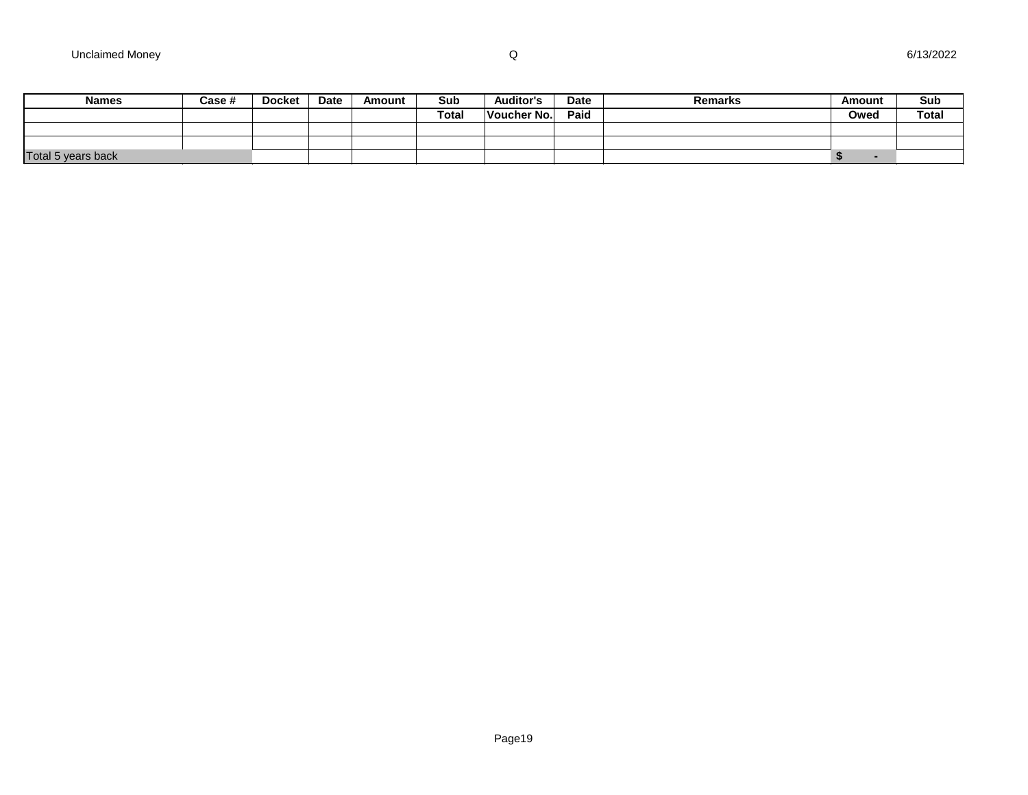Unclaimed Money Q 6/13/2022

| Names | Case # | Docket | Date | Amount | Sub Total | Auditor's Voucher No. | Date Paid | Remarks | Amount Owed | Sub Total |
|---|---|---|---|---|---|---|---|---|---|---|
| | | | | | | | | | | |
| | | | | | | | | | | |
| Total 5 years back | | | | | | | | | $ - | |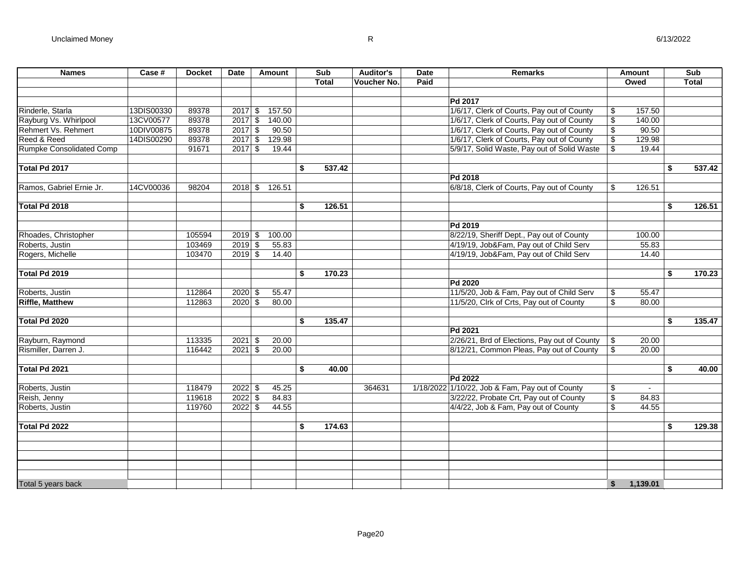| Names | Case # | Docket | Date | Amount | Sub Total | Auditor's Voucher No. | Date Paid | Remarks | Amount Owed | Sub Total |
|---|---|---|---|---|---|---|---|---|---|---|
| | | | | | | | | **Pd 2017** | | |
| Rinderle, Starla | 13DIS00330 | 89378 | 2017 | $ 157.50 | | | | 1/6/17, Clerk of Courts, Pay out of County | $ 157.50 | |
| Rayburg Vs. Whirlpool | 13CV00577 | 89378 | 2017 | $ 140.00 | | | | 1/6/17, Clerk of Courts, Pay out of County | $ 140.00 | |
| Rehmert Vs. Rehmert | 10DIV00875 | 89378 | 2017 | $ 90.50 | | | | 1/6/17, Clerk of Courts, Pay out of County | $ 90.50 | |
| Reed & Reed | 14DIS00290 | 89378 | 2017 | $ 129.98 | | | | 1/6/17, Clerk of Courts, Pay out of County | $ 129.98 | |
| Rumpke Consolidated Comp | | 91671 | 2017 | $ 19.44 | | | | 5/9/17, Solid Waste, Pay out of Solid Waste | $ 19.44 | |
| **Total Pd 2017** | | | | | $ 537.42 | | | | | $ 537.42 |
| | | | | | | | | **Pd 2018** | | |
| Ramos, Gabriel Ernie Jr. | 14CV00036 | 98204 | 2018 | $ 126.51 | | | | 6/8/18, Clerk of Courts, Pay out of County | $ 126.51 | |
| **Total Pd 2018** | | | | | $ 126.51 | | | | | $ 126.51 |
| | | | | | | | | **Pd 2019** | | |
| Rhoades, Christopher | | 105594 | 2019 | $ 100.00 | | | | 8/22/19, Sheriff Dept., Pay out of County | 100.00 | |
| Roberts, Justin | | 103469 | 2019 | $ 55.83 | | | | 4/19/19, Job&Fam, Pay out of Child Serv | 55.83 | |
| Rogers, Michelle | | 103470 | 2019 | $ 14.40 | | | | 4/19/19, Job&Fam, Pay out of Child Serv | 14.40 | |
| **Total Pd 2019** | | | | | $ 170.23 | | | | | $ 170.23 |
| | | | | | | | | **Pd 2020** | | |
| Roberts, Justin | | 112864 | 2020 | $ 55.47 | | | | 11/5/20, Job & Fam, Pay out of Child Serv | $ 55.47 | |
| **Riffle, Matthew** | | 112863 | 2020 | $ 80.00 | | | | 11/5/20, Clrk of Crts, Pay out of County | $ 80.00 | |
| **Total Pd 2020** | | | | | $ 135.47 | | | | | $ 135.47 |
| | | | | | | | | **Pd 2021** | | |
| Rayburn, Raymond | | 113335 | 2021 | $ 20.00 | | | | 2/26/21, Brd of Elections, Pay out of County | $ 20.00 | |
| Rismiller, Darren J. | | 116442 | 2021 | $ 20.00 | | | | 8/12/21, Common Pleas, Pay out of County | $ 20.00 | |
| **Total Pd 2021** | | | | | $ 40.00 | | | | | $ 40.00 |
| | | | | | | | | **Pd 2022** | | |
| Roberts, Justin | | 118479 | 2022 | $ 45.25 | | 364631 | 1/18/2022 | 1/10/22, Job & Fam, Pay out of County | $ - | |
| Reish, Jenny | | 119618 | 2022 | $ 84.83 | | | | 3/22/22, Probate Crt, Pay out of County | $ 84.83 | |
| Roberts, Justin | | 119760 | 2022 | $ 44.55 | | | | 4/4/22, Job & Fam, Pay out of County | $ 44.55 | |
| **Total Pd 2022** | | | | | $ 174.63 | | | | | $ 129.38 |
| Total 5 years back | | | | | | | | | **$ 1,139.01** | |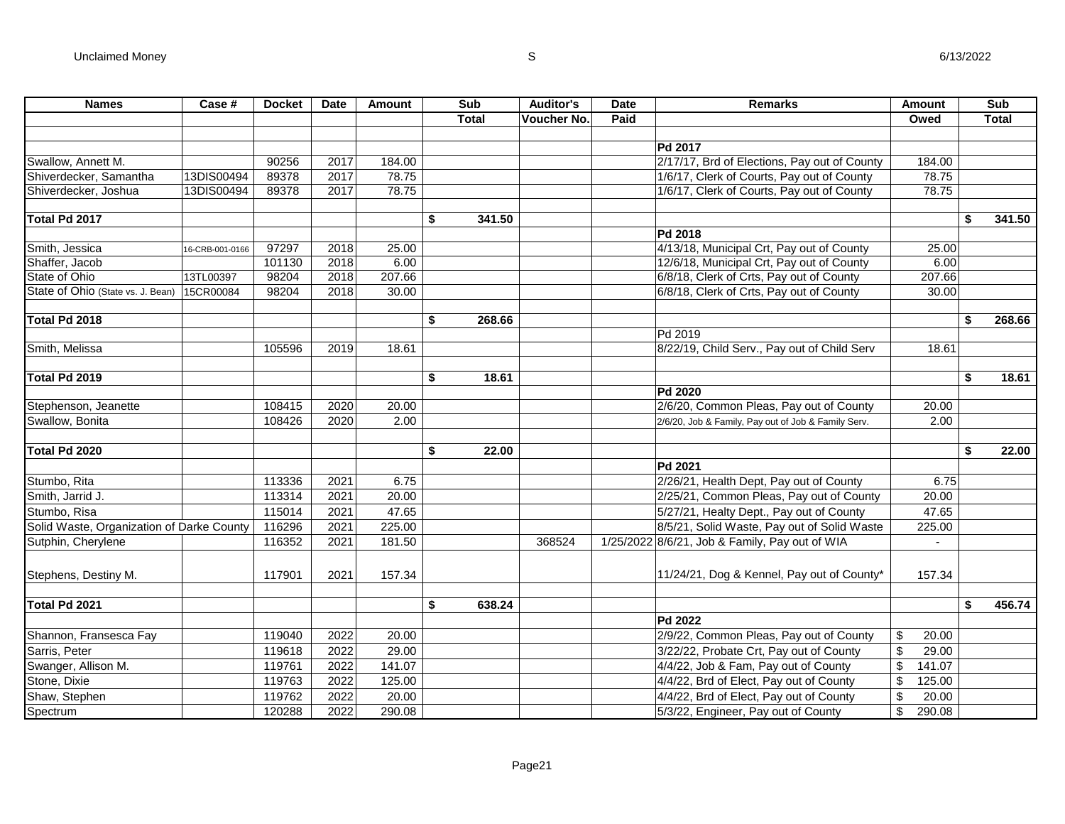Unclaimed Money S 6/13/2022

| Names | Case # | Docket | Date | Amount | Sub Total | Auditor's Voucher No. | Date Paid | Remarks | Amount Owed | Sub Total |
|---|---|---|---|---|---|---|---|---|---|---|
| | | | | | | | | | | |
| | | | | | | | | Pd 2017 | | |
| Swallow, Annett M. | | 90256 | 2017 | 184.00 | | | | 2/17/17, Brd of Elections, Pay out of County | 184.00 | |
| Shiverdecker, Samantha | 13DIS00494 | 89378 | 2017 | 78.75 | | | | 1/6/17, Clerk of Courts, Pay out of County | 78.75 | |
| Shiverdecker, Joshua | 13DIS00494 | 89378 | 2017 | 78.75 | | | | 1/6/17, Clerk of Courts, Pay out of County | 78.75 | |
| | | | | | | | | | | |
| **Total Pd 2017** | | | | | $ 341.50 | | | | | $ 341.50 |
| | | | | | | | | Pd 2018 | | |
| Smith, Jessica | 16-CRB-001-0166 | 97297 | 2018 | 25.00 | | | | 4/13/18, Municipal Crt, Pay out of County | 25.00 | |
| Shaffer, Jacob | | 101130 | 2018 | 6.00 | | | | 12/6/18, Municipal Crt, Pay out of County | 6.00 | |
| State of Ohio | 13TL00397 | 98204 | 2018 | 207.66 | | | | 6/8/18, Clerk of Crts, Pay out of County | 207.66 | |
| State of Ohio (State vs. J. Bean) | 15CR00084 | 98204 | 2018 | 30.00 | | | | 6/8/18, Clerk of Crts, Pay out of County | 30.00 | |
| | | | | | | | | | | |
| **Total Pd 2018** | | | | | $ 268.66 | | | | | $ 268.66 |
| | | | | | | | | Pd 2019 | | |
| Smith, Melissa | | 105596 | 2019 | 18.61 | | | | 8/22/19, Child Serv., Pay out of Child Serv | 18.61 | |
| | | | | | | | | | | |
| **Total Pd 2019** | | | | | $ 18.61 | | | | | $ 18.61 |
| | | | | | | | | Pd 2020 | | |
| Stephenson, Jeanette | | 108415 | 2020 | 20.00 | | | | 2/6/20, Common Pleas, Pay out of County | 20.00 | |
| Swallow, Bonita | | 108426 | 2020 | 2.00 | | | | 2/6/20, Job & Family, Pay out of Job & Family Serv. | 2.00 | |
| | | | | | | | | | | |
| **Total Pd 2020** | | | | | $ 22.00 | | | | | $ 22.00 |
| | | | | | | | | Pd 2021 | | |
| Stumbo, Rita | | 113336 | 2021 | 6.75 | | | | 2/26/21, Health Dept, Pay out of County | 6.75 | |
| Smith, Jarrid J. | | 113314 | 2021 | 20.00 | | | | 2/25/21, Common Pleas, Pay out of County | 20.00 | |
| Stumbo, Risa | | 115014 | 2021 | 47.65 | | | | 5/27/21, Healty Dept., Pay out of County | 47.65 | |
| Solid Waste, Organization of Darke County | | 116296 | 2021 | 225.00 | | | | 8/5/21, Solid Waste, Pay out of Solid Waste | 225.00 | |
| Sutphin, Cherylene | | 116352 | 2021 | 181.50 | | 368524 | 1/25/2022 | 8/6/21, Job & Family, Pay out of WIA | - | |
| Stephens, Destiny M. | | 117901 | 2021 | 157.34 | | | | 11/24/21, Dog & Kennel, Pay out of County* | 157.34 | |
| | | | | | | | | | | |
| **Total Pd 2021** | | | | | $ 638.24 | | | | | $ 456.74 |
| | | | | | | | | Pd 2022 | | |
| Shannon, Fransesca Fay | | 119040 | 2022 | 20.00 | | | | 2/9/22, Common Pleas, Pay out of County | $ 20.00 | |
| Sarris, Peter | | 119618 | 2022 | 29.00 | | | | 3/22/22, Probate Crt, Pay out of County | $ 29.00 | |
| Swanger, Allison M. | | 119761 | 2022 | 141.07 | | | | 4/4/22, Job & Fam, Pay out of County | $ 141.07 | |
| Stone, Dixie | | 119763 | 2022 | 125.00 | | | | 4/4/22, Brd of Elect, Pay out of County | $ 125.00 | |
| Shaw, Stephen | | 119762 | 2022 | 20.00 | | | | 4/4/22, Brd of Elect, Pay out of County | $ 20.00 | |
| Spectrum | | 120288 | 2022 | 290.08 | | | | 5/3/22, Engineer, Pay out of County | $ 290.08 | |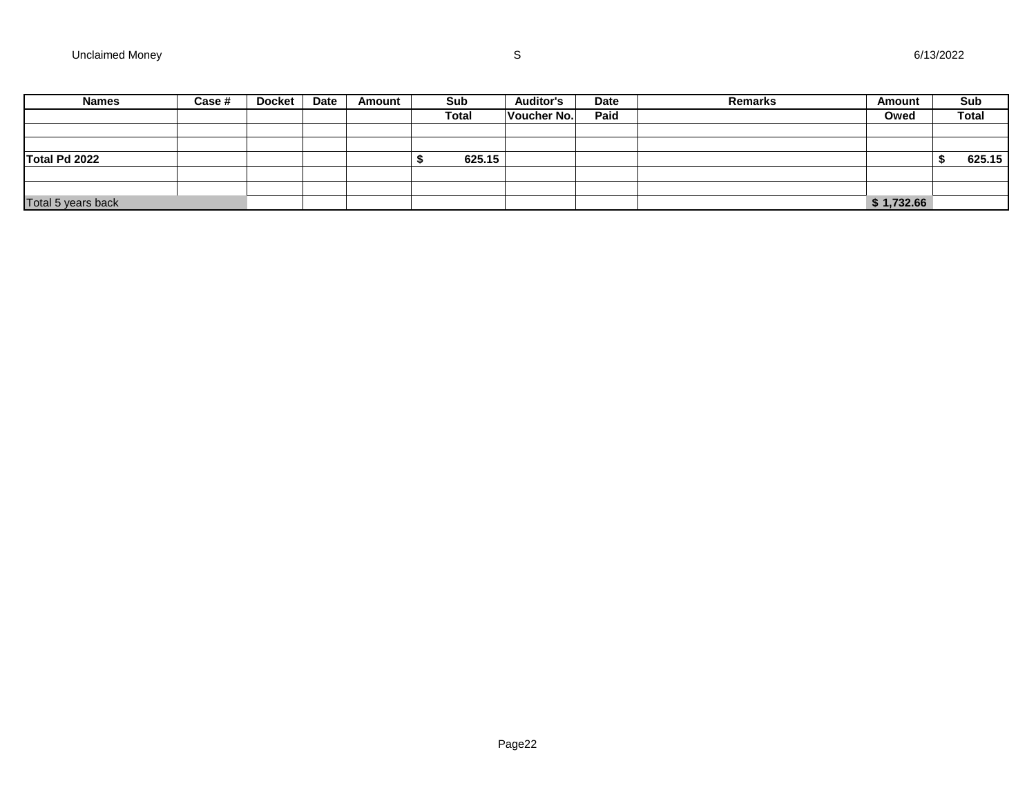| Names | Case # | Docket | Date | Amount | Sub Total | Auditor's Voucher No. | Date Paid | Remarks | Amount Owed | Sub Total |
|---|---|---|---|---|---|---|---|---|---|---|
| | | | | | | | | | | |
| | | | | | | | | | | |
| **Total Pd 2022** | | | | | **$ 625.15** | | | | | **$ 625.15** |
| | | | | | | | | | | |
| | | | | | | | | | | |
| Total 5 years back | | | | | | | | | **$ 1,732.66** | |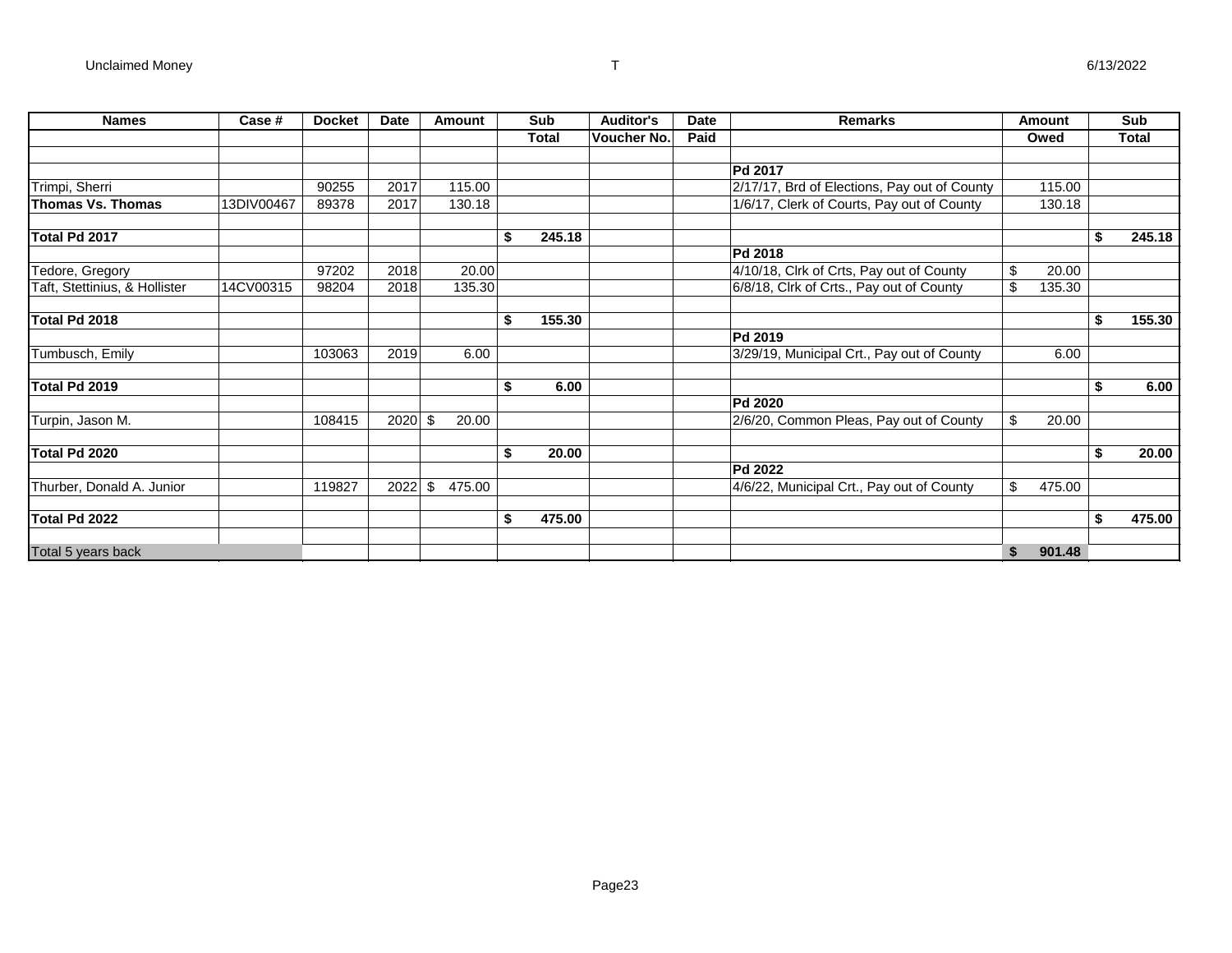| Names | Case # | Docket | Date | Amount | Sub Total | Auditor's Voucher No. | Date Paid | Remarks | Amount Owed | Sub Total |
|---|---|---|---|---|---|---|---|---|---|---|
| | | | | | | | | | | |
| | | | | | | | | **Pd 2017** | | |
| Trimpi, Sherri | | 90255 | 2017 | 115.00 | | | | 2/17/17, Brd of Elections, Pay out of County | 115.00 | |
| **Thomas Vs. Thomas** | 13DIV00467 | 89378 | 2017 | 130.18 | | | | 1/6/17, Clerk of Courts, Pay out of County | 130.18 | |
| | | | | | | | | | | |
| **Total Pd 2017** | | | | | **$ 245.18** | | | | | **$ 245.18** |
| | | | | | | | | **Pd 2018** | | |
| Tedore, Gregory | | 97202 | 2018 | 20.00 | | | | 4/10/18, Clrk of Crts, Pay out of County | $ 20.00 | |
| Taft, Stettinius, & Hollister | 14CV00315 | 98204 | 2018 | 135.30 | | | | 6/8/18, Clrk of Crts., Pay out of County | $ 135.30 | |
| | | | | | | | | | | |
| **Total Pd 2018** | | | | | **$ 155.30** | | | | | **$ 155.30** |
| | | | | | | | | **Pd 2019** | | |
| Tumbusch, Emily | | 103063 | 2019 | 6.00 | | | | 3/29/19, Municipal Crt., Pay out of County | 6.00 | |
| | | | | | | | | | | |
| **Total Pd 2019** | | | | | **$ 6.00** | | | | | **$ 6.00** |
| | | | | | | | | **Pd 2020** | | |
| Turpin, Jason M. | | 108415 | 2020 | $ 20.00 | | | | 2/6/20, Common Pleas, Pay out of County | $ 20.00 | |
| | | | | | | | | | | |
| **Total Pd 2020** | | | | | **$ 20.00** | | | | | **$ 20.00** |
| | | | | | | | | **Pd 2022** | | |
| Thurber, Donald A. Junior | | 119827 | 2022 | $ 475.00 | | | | 4/6/22, Municipal Crt., Pay out of County | $ 475.00 | |
| | | | | | | | | | | |
| **Total Pd 2022** | | | | | **$ 475.00** | | | | | **$ 475.00** |
| | | | | | | | | | | |
| Total 5 years back | | | | | | | | | **$ 901.48** | |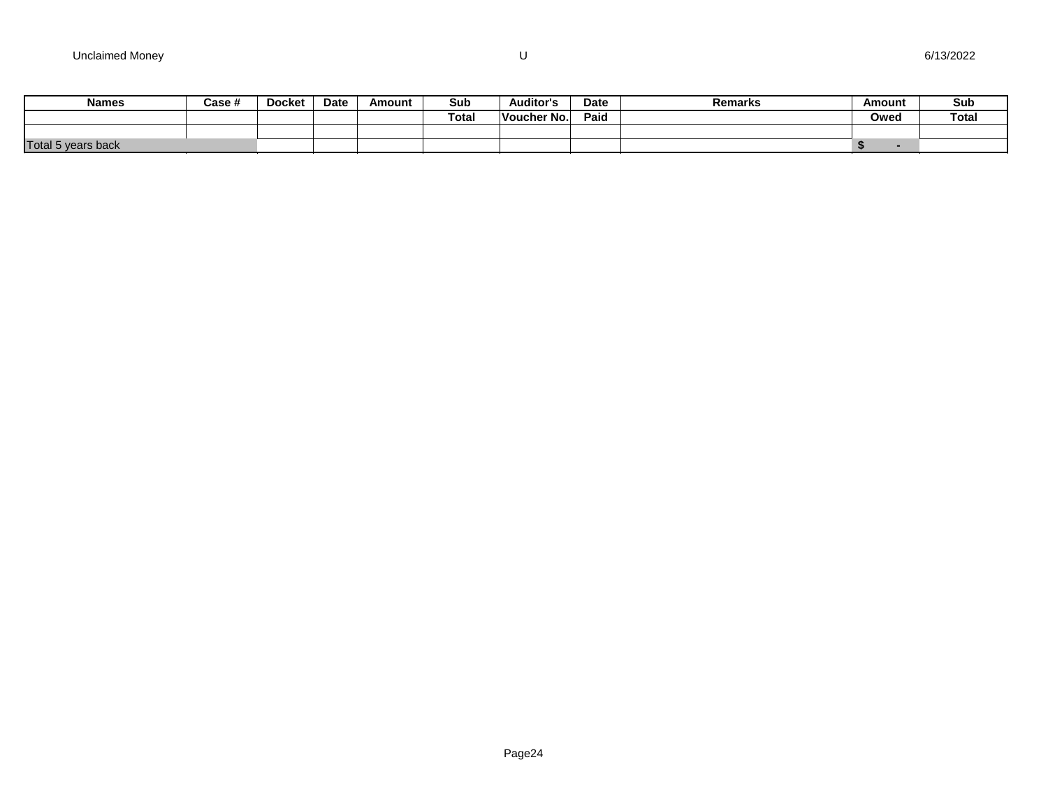Unclaimed Money U 6/13/2022

| Names | Case # | Docket | Date | Amount | Sub Total | Auditor's Voucher No. | Date Paid | Remarks | Amount Owed | Sub Total |
|---|---|---|---|---|---|---|---|---|---|---|
| | | | | | | | | | | |
| Total 5 years back | | | | | | | | | $ - | |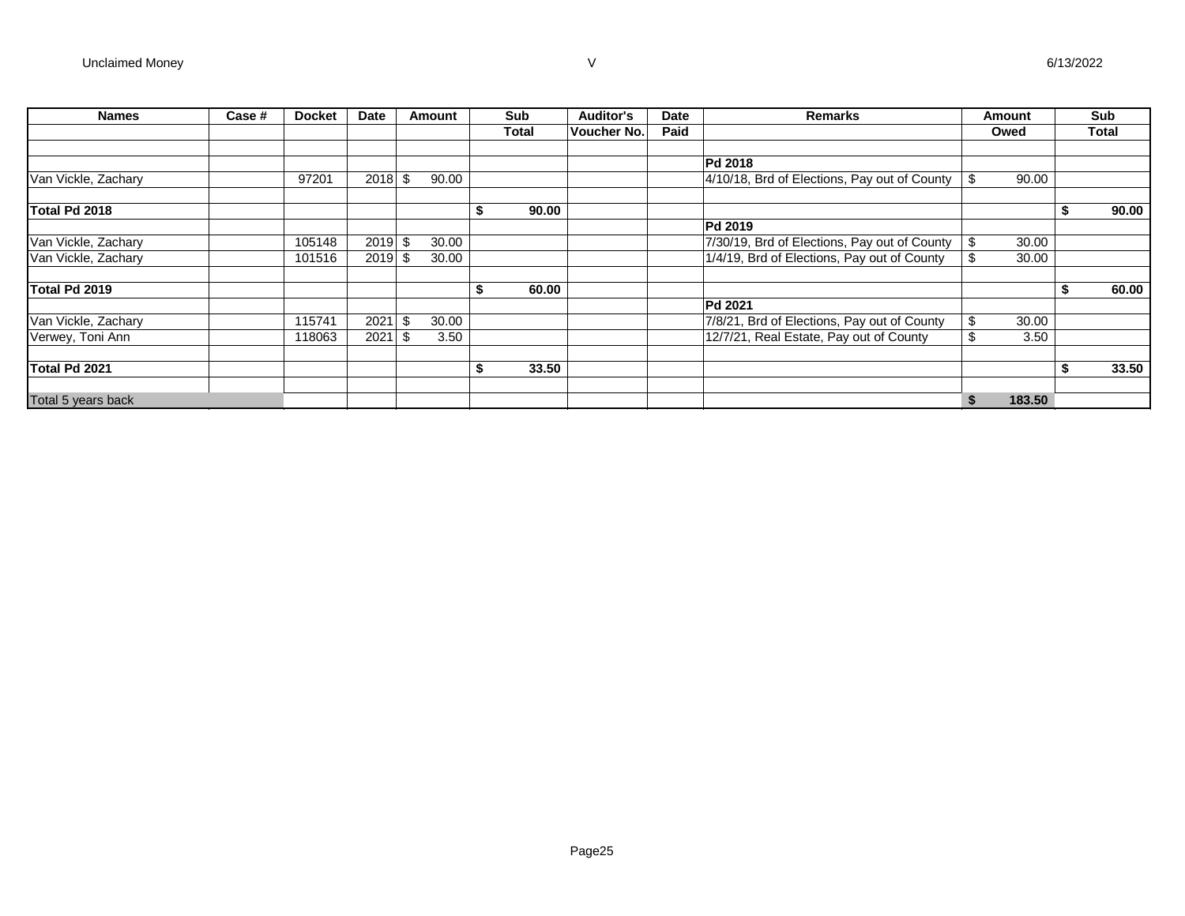Unclaimed Money V 6/13/2022

| Names | Case # | Docket | Date | Amount | Sub Total | Auditor's Voucher No. | Date Paid | Remarks | Amount Owed | Sub Total |
|---|---|---|---|---|---|---|---|---|---|---|
| | | | | | | | | | | |
| | | | | | | | | **Pd 2018** | | |
| Van Vickle, Zachary | | 97201 | 2018 | $ 90.00 | | | | 4/10/18, Brd of Elections, Pay out of County | $ 90.00 | |
| | | | | | | | | | | |
| **Total Pd 2018** | | | | | **$ 90.00** | | | | | **$ 90.00** |
| | | | | | | | | **Pd 2019** | | |
| Van Vickle, Zachary | | 105148 | 2019 | $ 30.00 | | | | 7/30/19, Brd of Elections, Pay out of County | $ 30.00 | |
| Van Vickle, Zachary | | 101516 | 2019 | $ 30.00 | | | | 1/4/19, Brd of Elections, Pay out of County | $ 30.00 | |
| | | | | | | | | | | |
| **Total Pd 2019** | | | | | **$ 60.00** | | | | | **$ 60.00** |
| | | | | | | | | **Pd 2021** | | |
| Van Vickle, Zachary | | 115741 | 2021 | $ 30.00 | | | | 7/8/21, Brd of Elections, Pay out of County | $ 30.00 | |
| Verwey, Toni Ann | | 118063 | 2021 | $ 3.50 | | | | 12/7/21, Real Estate, Pay out of County | $ 3.50 | |
| | | | | | | | | | | |
| **Total Pd 2021** | | | | | **$ 33.50** | | | | | **$ 33.50** |
| | | | | | | | | | | |
| Total 5 years back | | | | | | | | | **$ 183.50** | |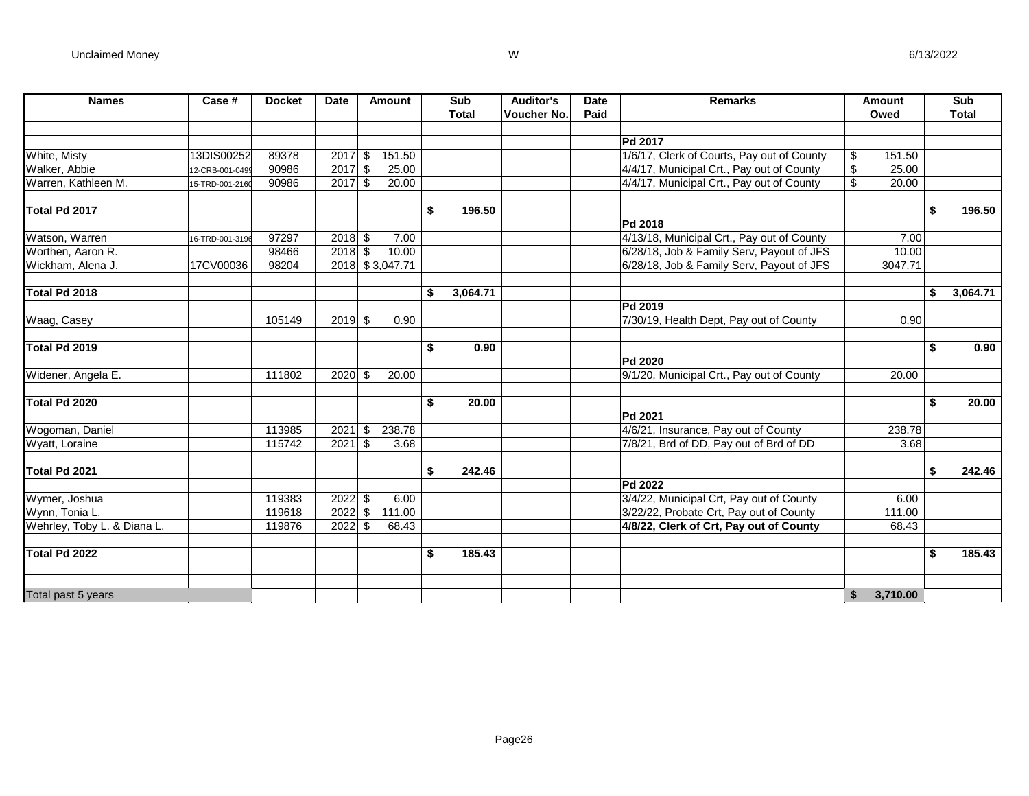| Names | Case # | Docket | Date | Amount | Sub Total | Auditor's Voucher No. | Date Paid | Remarks | Amount Owed | Sub Total |
|---|---|---|---|---|---|---|---|---|---|---|
| | | | | | | | | | | |
| | | | | | | | | **Pd 2017** | | |
| White, Misty | 13DIS00252 | 89378 | 2017 | $ 151.50 | | | | 1/6/17, Clerk of Courts, Pay out of County | $ 151.50 | |
| Walker, Abbie | 12-CRB-001-0499 | 90986 | 2017 | $ 25.00 | | | | 4/4/17, Municipal Crt., Pay out of County | $ 25.00 | |
| Warren, Kathleen M. | 15-TRD-001-2160 | 90986 | 2017 | $ 20.00 | | | | 4/4/17, Municipal Crt., Pay out of County | $ 20.00 | |
| | | | | | | | | | | |
| **Total Pd 2017** | | | | | **$ 196.50** | | | | | **$ 196.50** |
| | | | | | | | | **Pd 2018** | | |
| Watson, Warren | 16-TRD-001-3196 | 97297 | 2018 | $ 7.00 | | | | 4/13/18, Municipal Crt., Pay out of County | 7.00 | |
| Worthen, Aaron R. | | 98466 | 2018 | $ 10.00 | | | | 6/28/18, Job & Family Serv, Payout of JFS | 10.00 | |
| Wickham, Alena J. | 17CV00036 | 98204 | 2018 | $ 3,047.71 | | | | 6/28/18, Job & Family Serv, Payout of JFS | 3047.71 | |
| | | | | | | | | | | |
| **Total Pd 2018** | | | | | **$ 3,064.71** | | | | | **$ 3,064.71** |
| | | | | | | | | **Pd 2019** | | |
| Waag, Casey | | 105149 | 2019 | $ 0.90 | | | | 7/30/19, Health Dept, Pay out of County | 0.90 | |
| | | | | | | | | | | |
| **Total Pd 2019** | | | | | **$ 0.90** | | | | | **$ 0.90** |
| | | | | | | | | **Pd 2020** | | |
| Widener, Angela E. | | 111802 | 2020 | $ 20.00 | | | | 9/1/20, Municipal Crt., Pay out of County | 20.00 | |
| | | | | | | | | | | |
| **Total Pd 2020** | | | | | **$ 20.00** | | | | | **$ 20.00** |
| | | | | | | | | **Pd 2021** | | |
| Wogoman, Daniel | | 113985 | 2021 | $ 238.78 | | | | 4/6/21, Insurance, Pay out of County | 238.78 | |
| Wyatt, Loraine | | 115742 | 2021 | $ 3.68 | | | | 7/8/21, Brd of DD, Pay out of Brd of DD | 3.68 | |
| | | | | | | | | | | |
| **Total Pd 2021** | | | | | **$ 242.46** | | | | | **$ 242.46** |
| | | | | | | | | **Pd 2022** | | |
| Wymer, Joshua | | 119383 | 2022 | $ 6.00 | | | | 3/4/22, Municipal Crt, Pay out of County | 6.00 | |
| Wynn, Tonia L. | | 119618 | 2022 | $ 111.00 | | | | 3/22/22, Probate Crt, Pay out of County | 111.00 | |
| Wehrley, Toby L. & Diana L. | | 119876 | 2022 | $ 68.43 | | | | **4/8/22, Clerk of Crt, Pay out of County** | 68.43 | |
| | | | | | | | | | | |
| **Total Pd 2022** | | | | | **$ 185.43** | | | | | **$ 185.43** |
| | | | | | | | | | | |
| | | | | | | | | | | |
| Total past 5 years | | | | | | | | | **$ 3,710.00** | |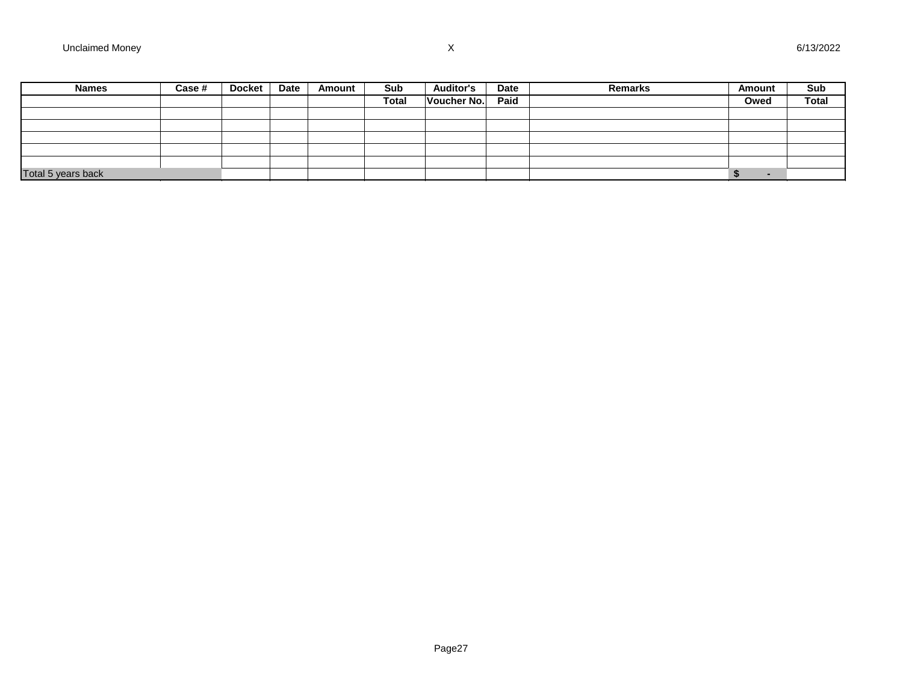Unclaimed Money X 6/13/2022

| Names | Case # | Docket | Date | Amount | Sub Total | Auditor's Voucher No. | Date Paid | Remarks | Amount Owed | Sub Total |
|---|---|---|---|---|---|---|---|---|---|---|
| | | | | | | | | | | |
| | | | | | | | | | | |
| | | | | | | | | | | |
| | | | | | | | | | | |
| | | | | | | | | | | |
| Total 5 years back | | | | | | | | | $ - | |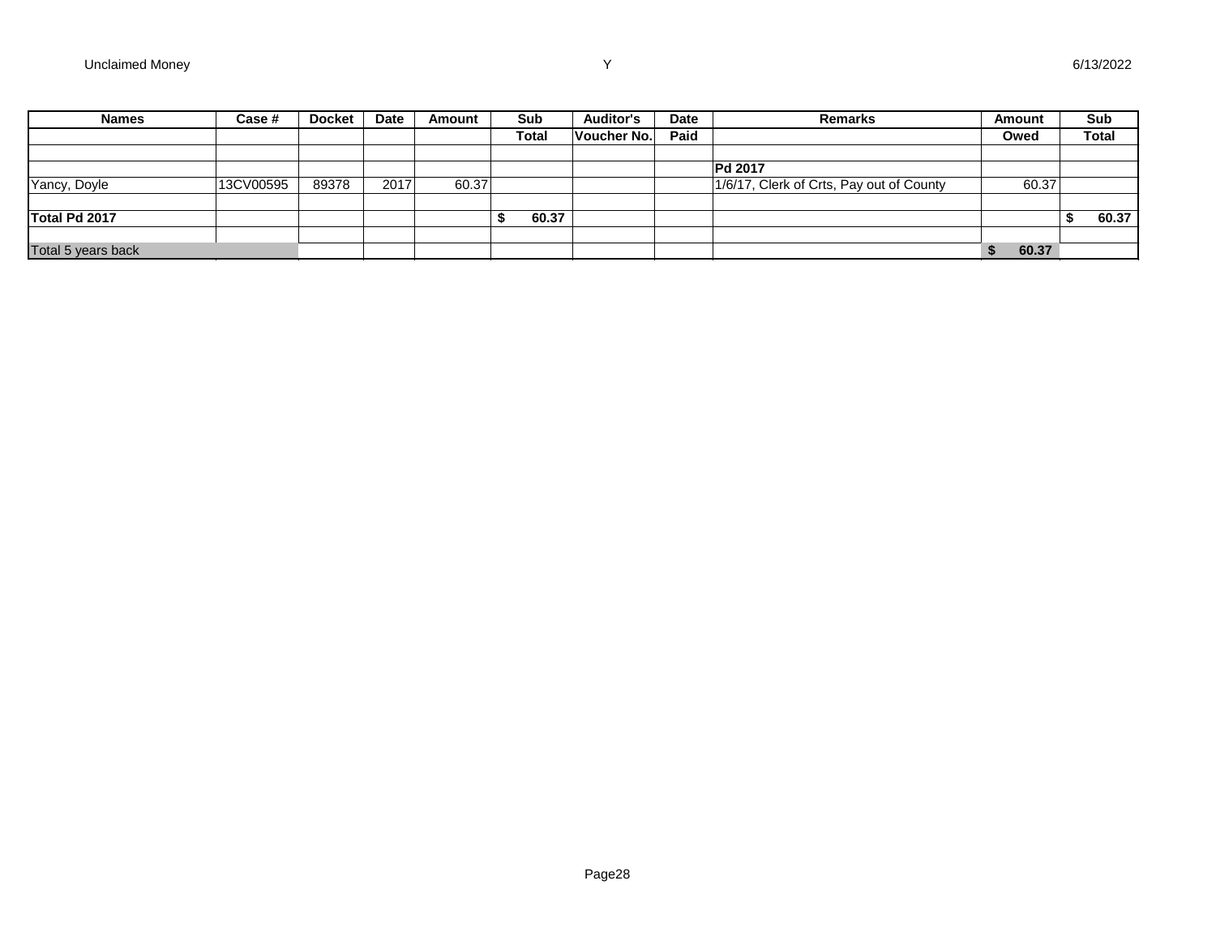Unclaimed Money Y 6/13/2022

| Names | Case # | Docket | Date | Amount | Sub | Auditor's | Date | Remarks | Amount | Sub |
|---|---|---|---|---|---|---|---|---|---|---|
| | | | | | Total | Voucher No. | Paid | | Owed | Total |
| | | | | | | | | | | |
| | | | | | | | | **Pd 2017** | | |
| Yancy, Doyle | 13CV00595 | 89378 | 2017 | 60.37 | | | | 1/6/17, Clerk of Crts, Pay out of County | 60.37 | |
| | | | | | | | | | | |
| **Total Pd 2017** | | | | | **$ 60.37** | | | | | **$ 60.37** |
| | | | | | | | | | | |
| Total 5 years back | | | | | | | | | **$ 60.37** | |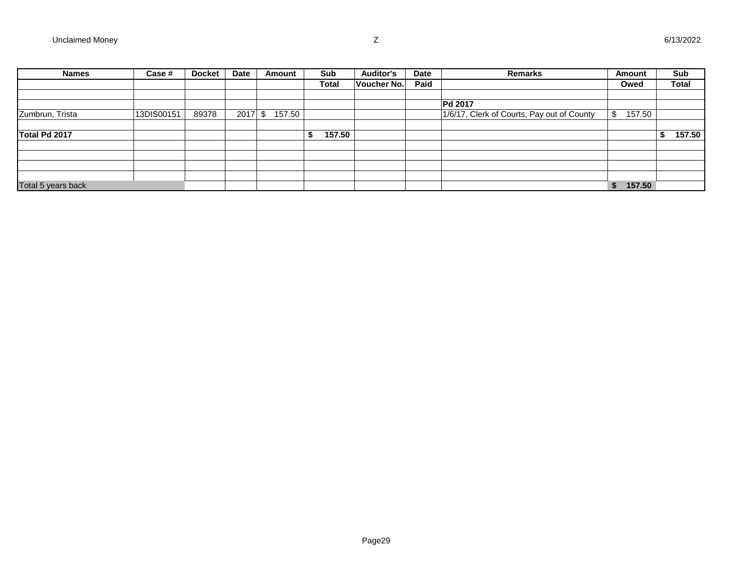Unclaimed Money Z 6/13/2022

| Names | Case # | Docket | Date | Amount | Sub Total | Auditor's Voucher No. | Date Paid | Remarks | Amount Owed | Sub Total |
|---|---|---|---|---|---|---|---|---|---|---|
| | | | | | | | | | | |
| | | | | | | | | **Pd 2017** | | |
| Zumbrun, Trista | 13DIS00151 | 89378 | 2017 | $ 157.50 | | | | 1/6/17, Clerk of Courts, Pay out of County | $ 157.50 | |
| | | | | | | | | | | |
| **Total Pd 2017** | | | | | **$ 157.50** | | | | | **$ 157.50** |
| | | | | | | | | | | |
| | | | | | | | | | | |
| | | | | | | | | | | |
| | | | | | | | | | | |
| Total 5 years back | | | | | | | | | **$ 157.50** | |